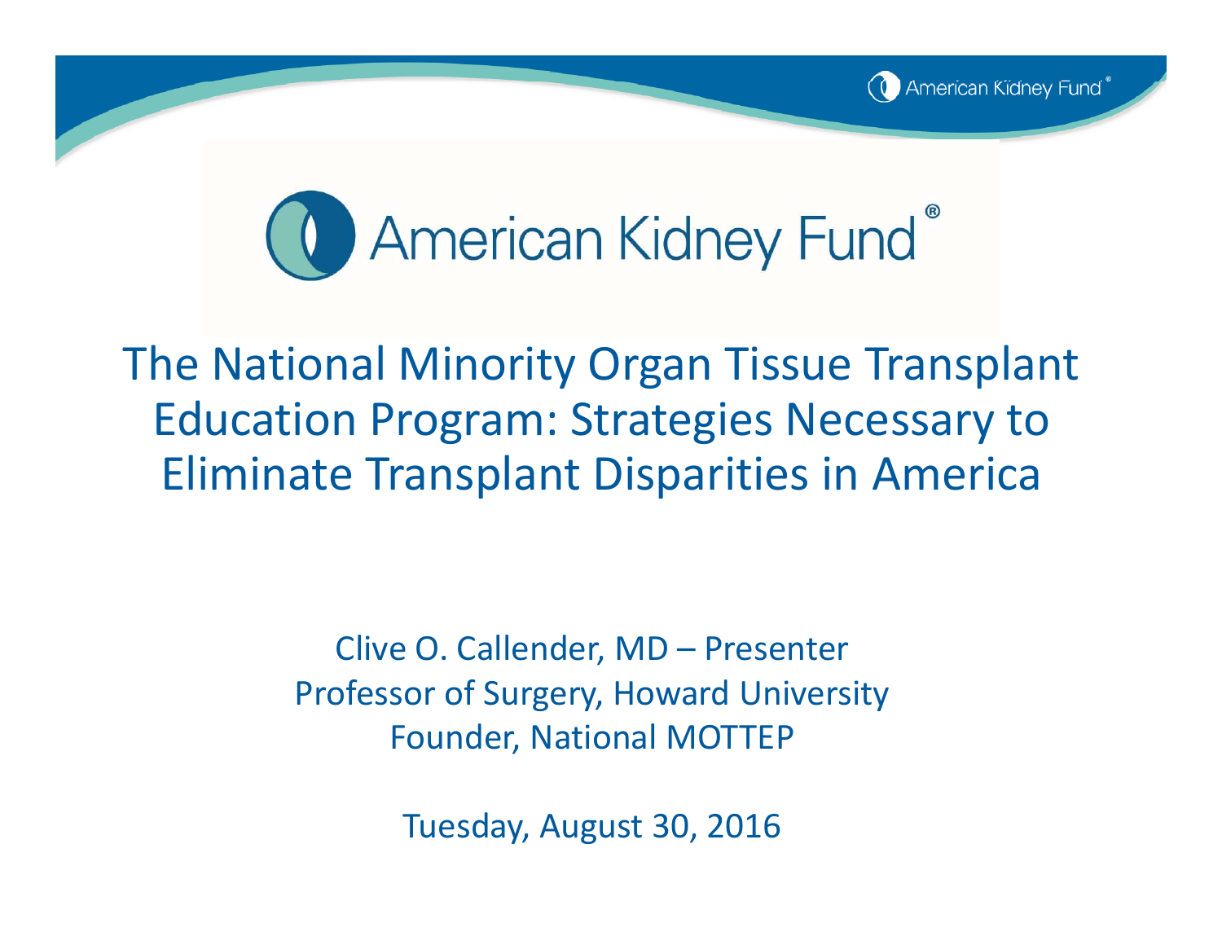American Kidney Fund®

# The National Minority Organ Tissue Transplant Education Program: Strategies Necessary to Eliminate Transplant Disparities in America

Clive O. Callender, MD – Presenter
Professor of Surgery, Howard University
Founder, National MOTTEP

Tuesday, August 30, 2016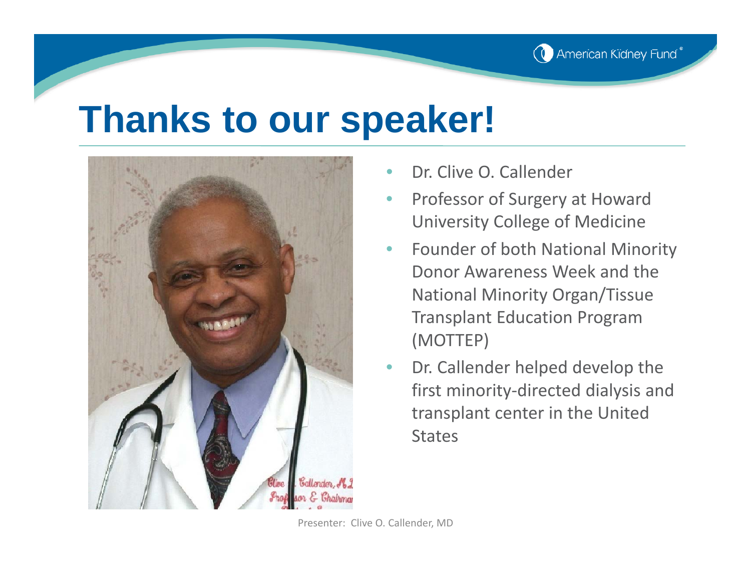# Thanks to our speaker!

- Dr. Clive O. Callender
- Professor of Surgery at Howard University College of Medicine
- Founder of both National Minority Donor Awareness Week and the National Minority Organ/Tissue Transplant Education Program (MOTTEP)
- Dr. Callender helped develop the first minority-directed dialysis and transplant center in the United States

Presenter: Clive O. Callender, MD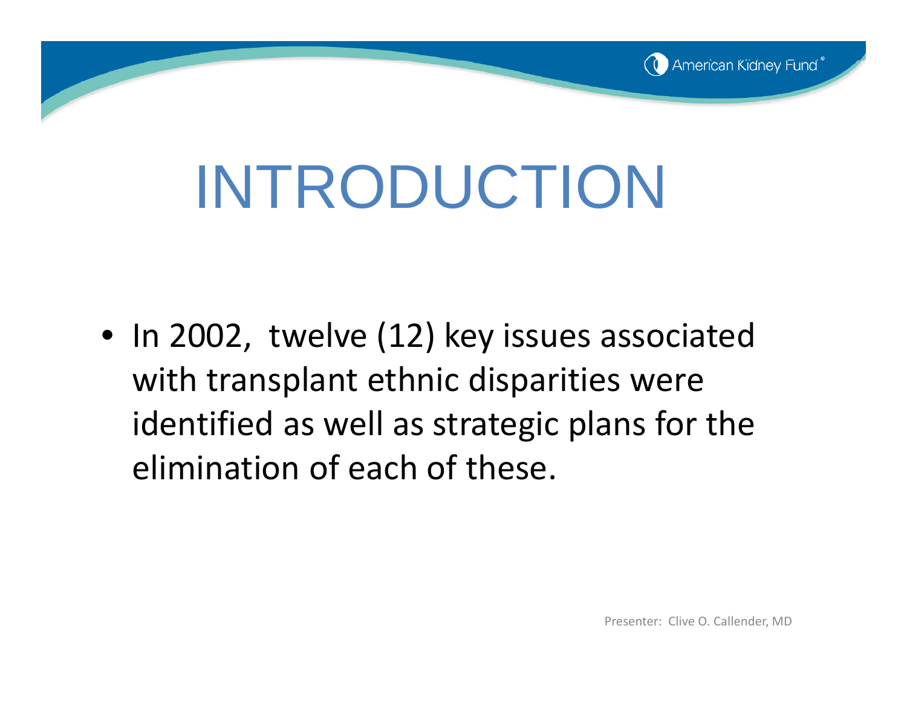# INTRODUCTION

- In 2002, twelve (12) key issues associated with transplant ethnic disparities were identified as well as strategic plans for the elimination of each of these.

Presenter: Clive O. Callender, MD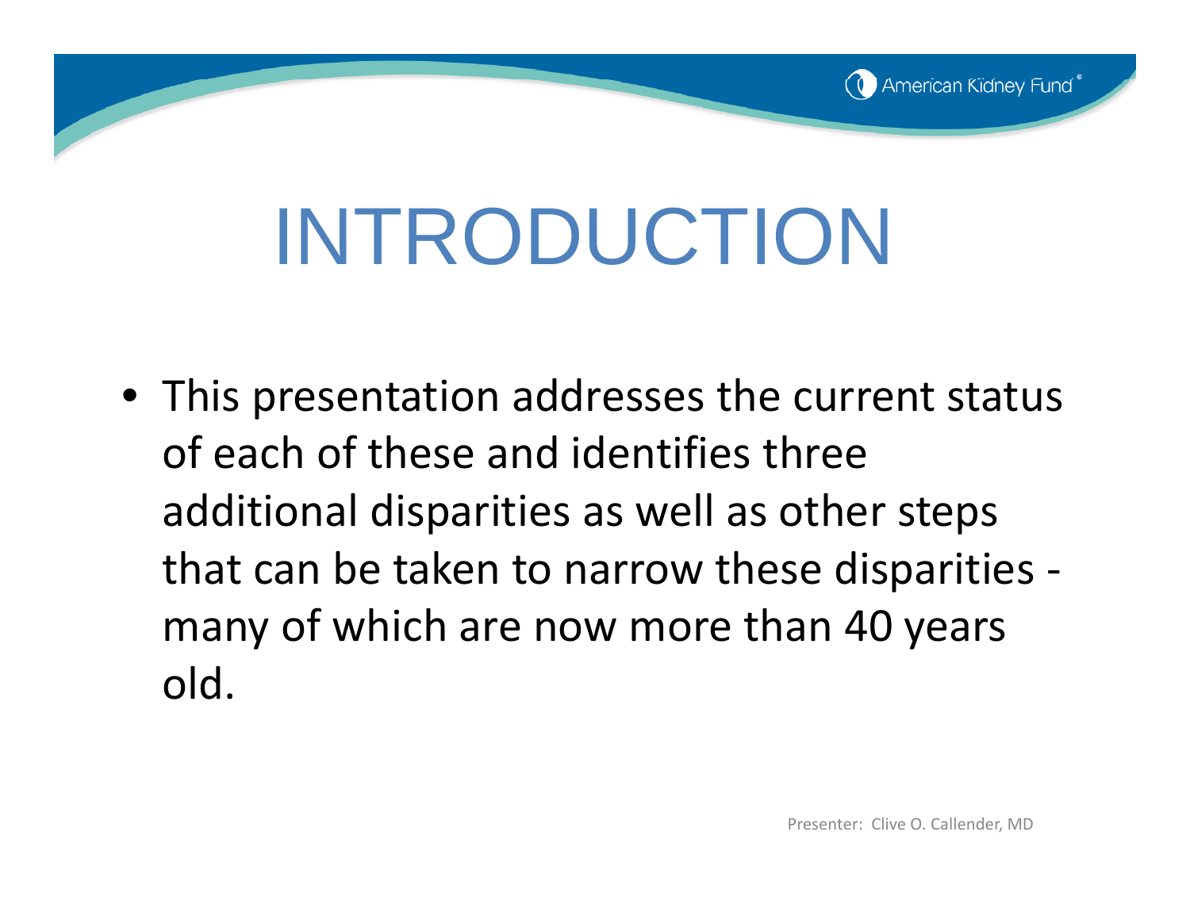# INTRODUCTION

- This presentation addresses the current status of each of these and identifies three additional disparities as well as other steps that can be taken to narrow these disparities - many of which are now more than 40 years old.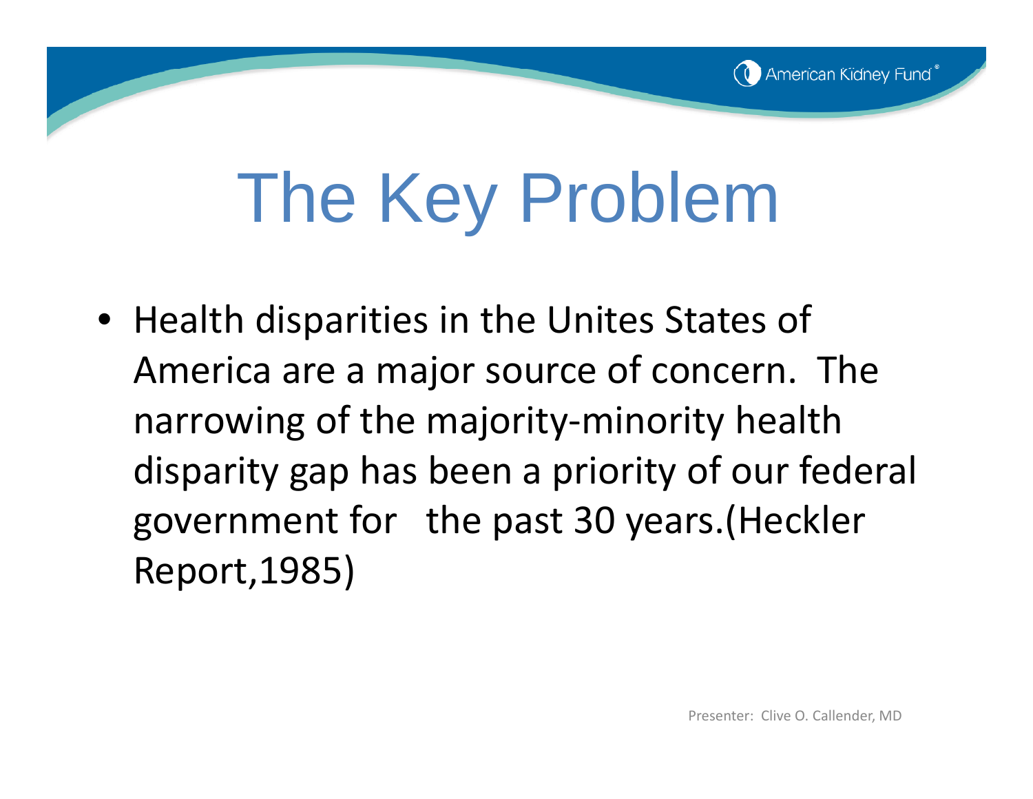# The Key Problem

- Health disparities in the Unites States of America are a major source of concern. The narrowing of the majority-minority health disparity gap has been a priority of our federal government for the past 30 years.(Heckler Report,1985)

Presenter: Clive O. Callender, MD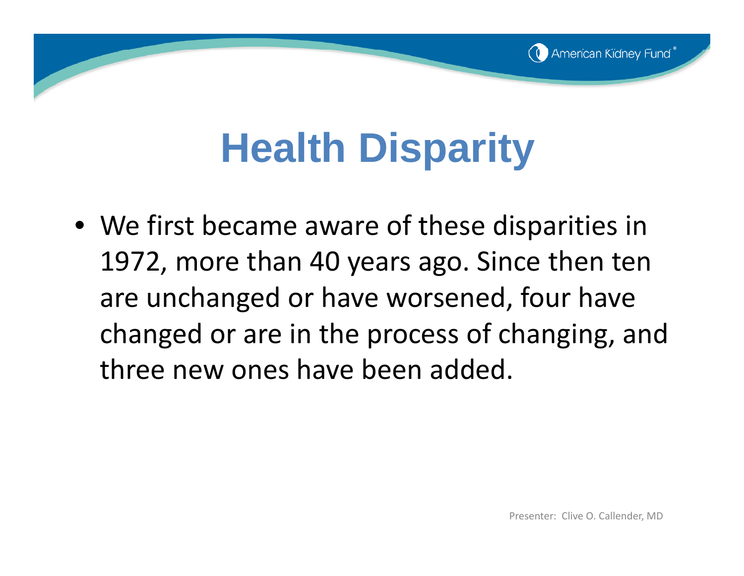# Health Disparity

- We first became aware of these disparities in 1972, more than 40 years ago. Since then ten are unchanged or have worsened, four have changed or are in the process of changing, and three new ones have been added.

Presenter: Clive O. Callender, MD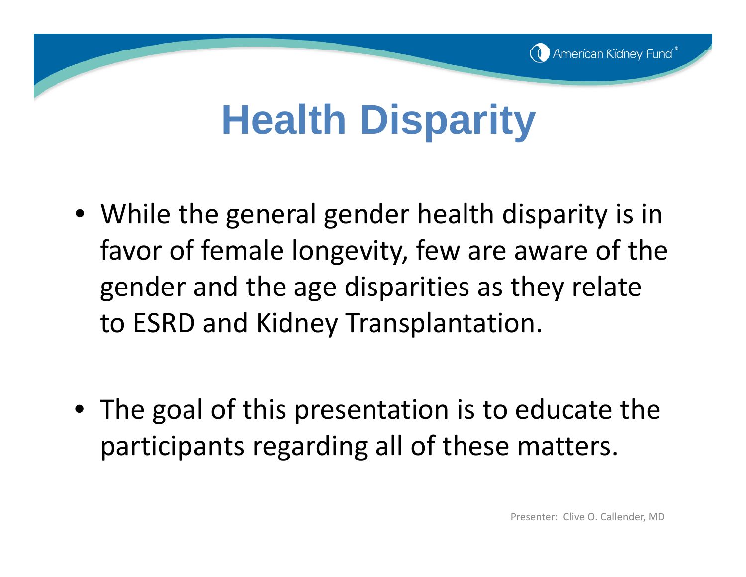# Health Disparity

- While the general gender health disparity is in favor of female longevity, few are aware of the gender and the age disparities as they relate to ESRD and Kidney Transplantation.

- The goal of this presentation is to educate the participants regarding all of these matters.

Presenter: Clive O. Callender, MD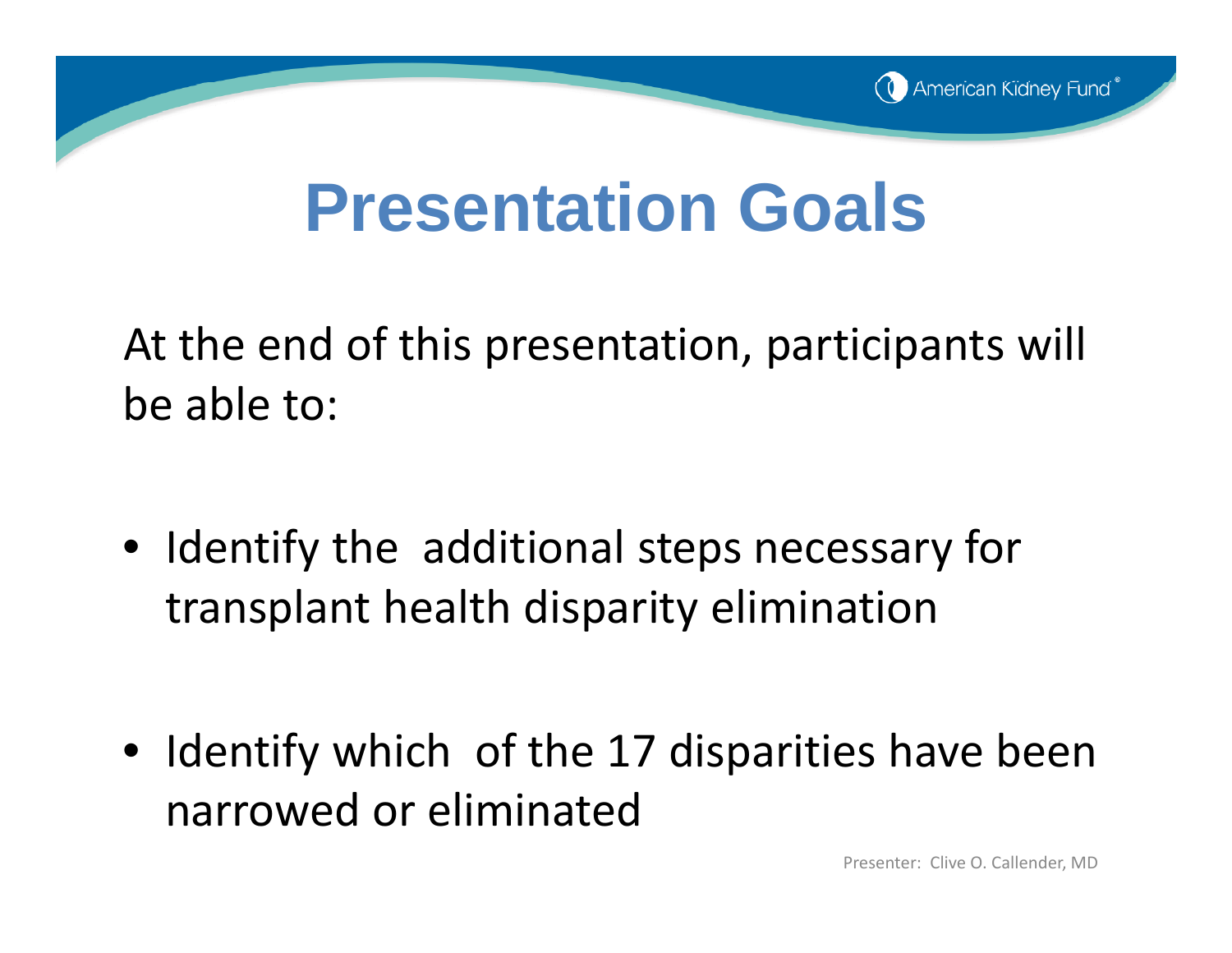# Presentation Goals

At the end of this presentation, participants will be able to:

- Identify the additional steps necessary for transplant health disparity elimination
- Identify which of the 17 disparities have been narrowed or eliminated

Presenter: Clive O. Callender, MD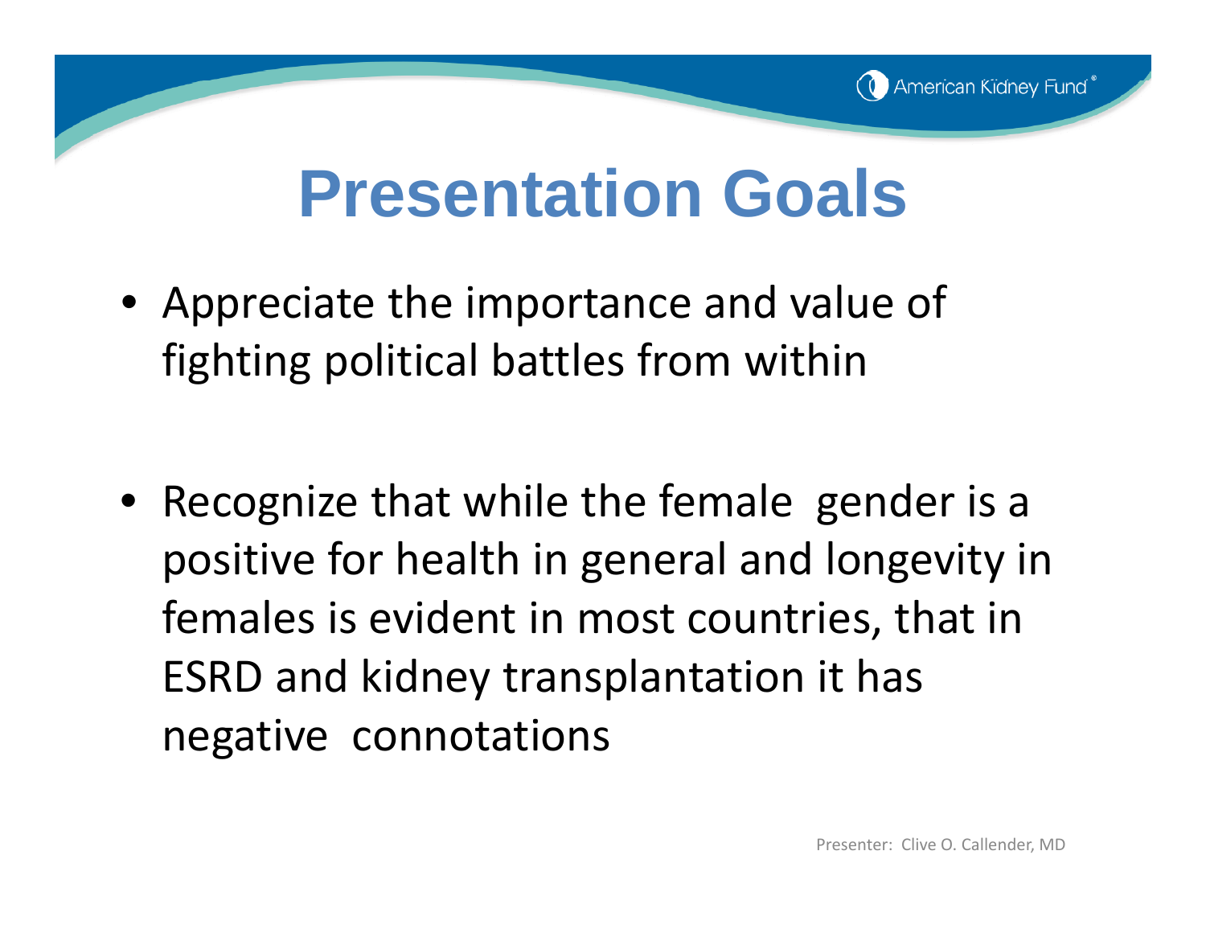# Presentation Goals

- Appreciate the importance and value of fighting political battles from within

- Recognize that while the female gender is a positive for health in general and longevity in females is evident in most countries, that in ESRD and kidney transplantation it has negative connotations

Presenter: Clive O. Callender, MD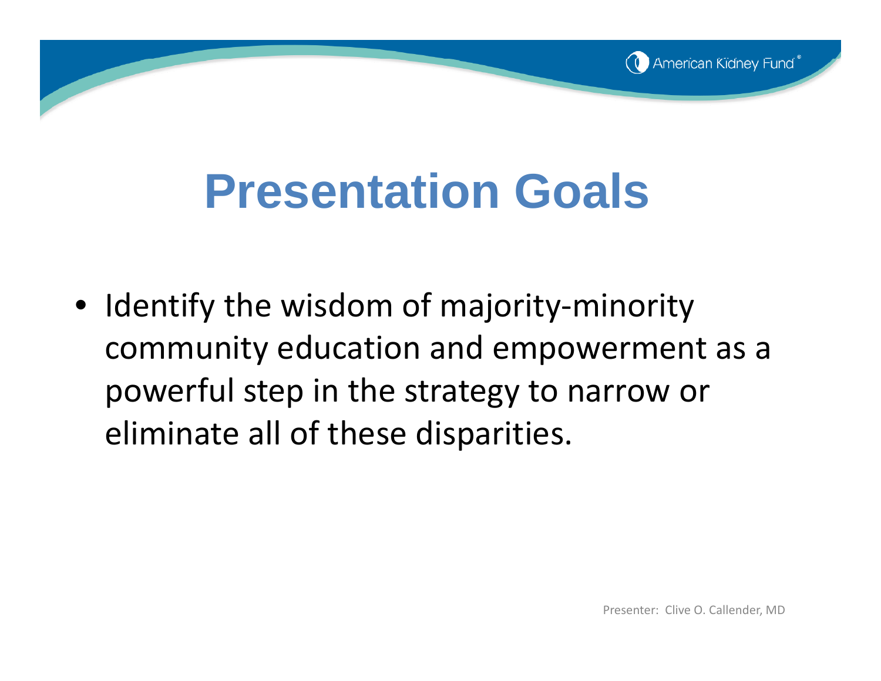# Presentation Goals

- Identify the wisdom of majority-minority community education and empowerment as a powerful step in the strategy to narrow or eliminate all of these disparities.

Presenter: Clive O. Callender, MD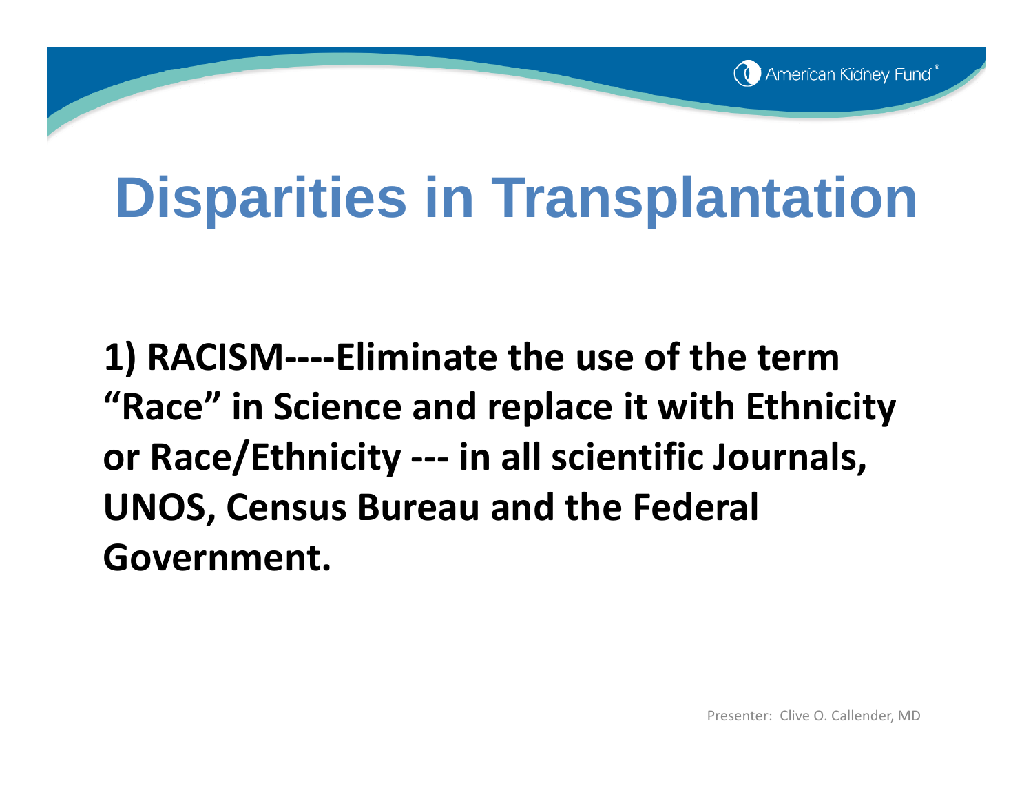# Disparities in Transplantation

**1) RACISM----Eliminate the use of the term "Race" in Science and replace it with Ethnicity or Race/Ethnicity --- in all scientific Journals, UNOS, Census Bureau and the Federal Government.**

Presenter: Clive O. Callender, MD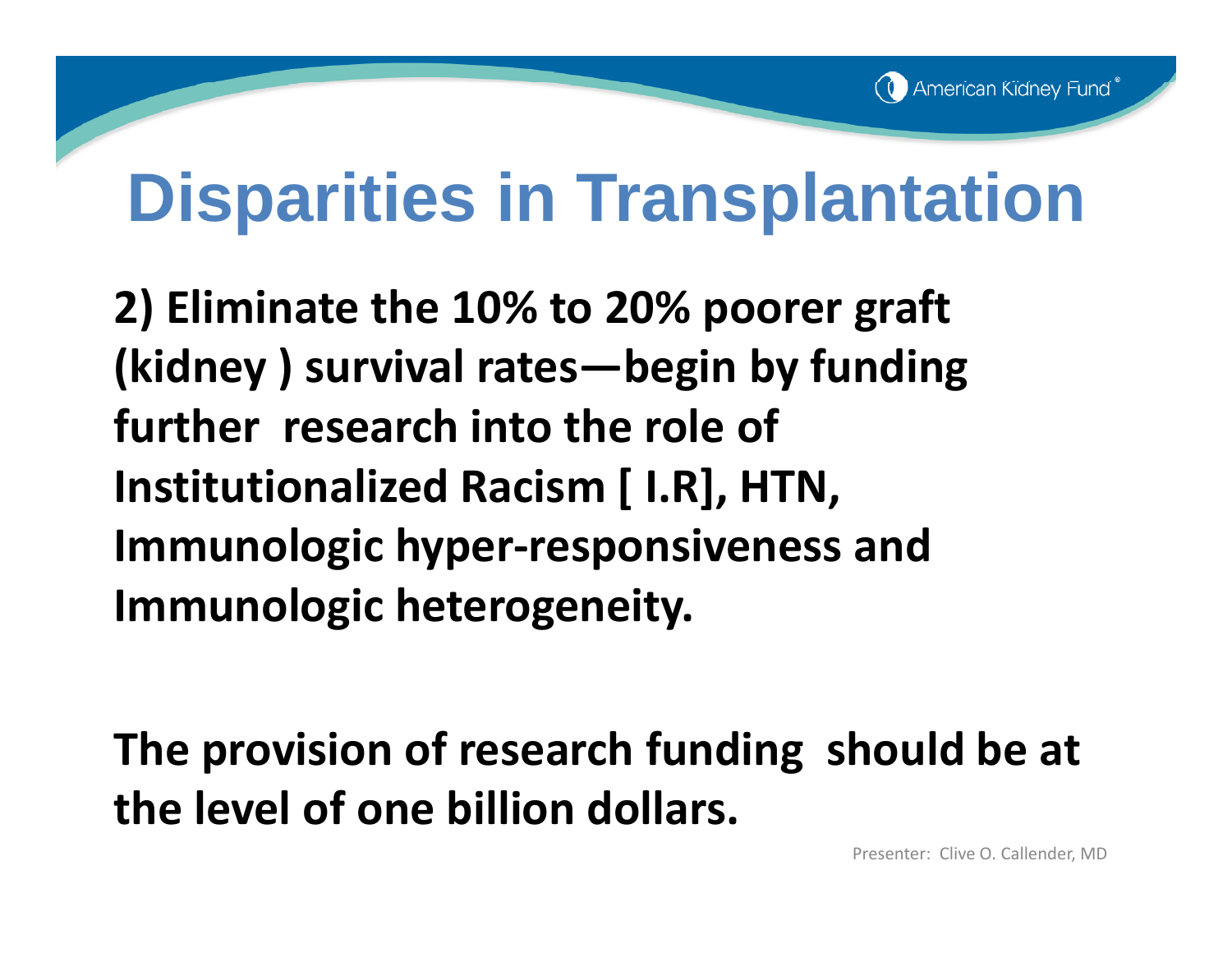# Disparities in Transplantation

**2) Eliminate the 10% to 20% poorer graft (kidney ) survival rates—begin by funding further research into the role of Institutionalized Racism [ I.R], HTN, Immunologic hyper-responsiveness and Immunologic heterogeneity.**

**The provision of research funding should be at the level of one billion dollars.**

Presenter: Clive O. Callender, MD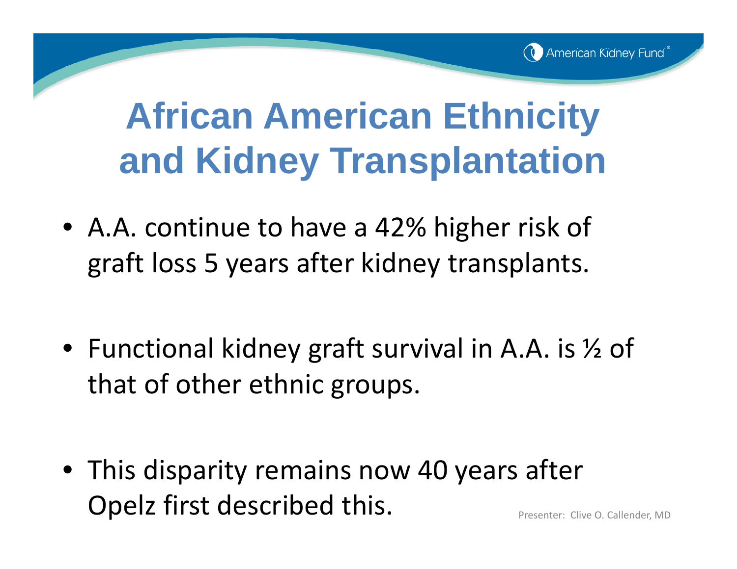# African American Ethnicity and Kidney Transplantation

- A.A. continue to have a 42% higher risk of graft loss 5 years after kidney transplants.

- Functional kidney graft survival in A.A. is ½ of that of other ethnic groups.

- This disparity remains now 40 years after Opelz first described this.

Presenter: Clive O. Callender, MD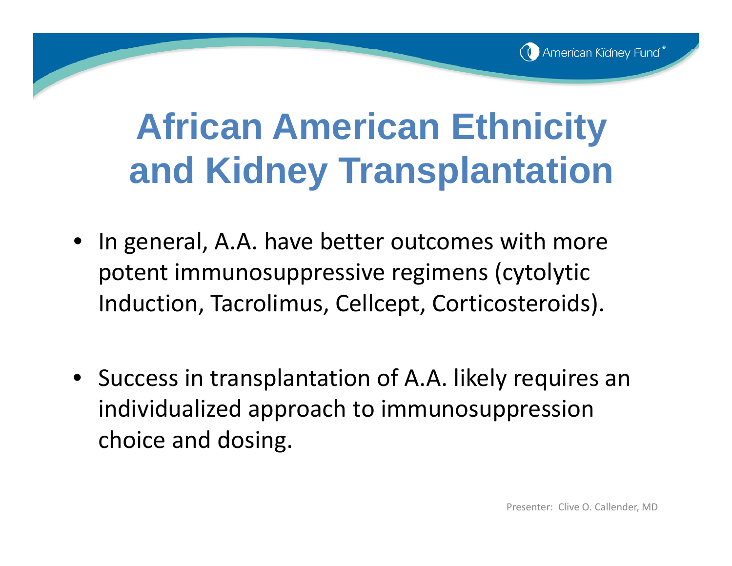# African American Ethnicity and Kidney Transplantation

- In general, A.A. have better outcomes with more potent immunosuppressive regimens (cytolytic Induction, Tacrolimus, Cellcept, Corticosteroids).

- Success in transplantation of A.A. likely requires an individualized approach to immunosuppression choice and dosing.

Presenter: Clive O. Callender, MD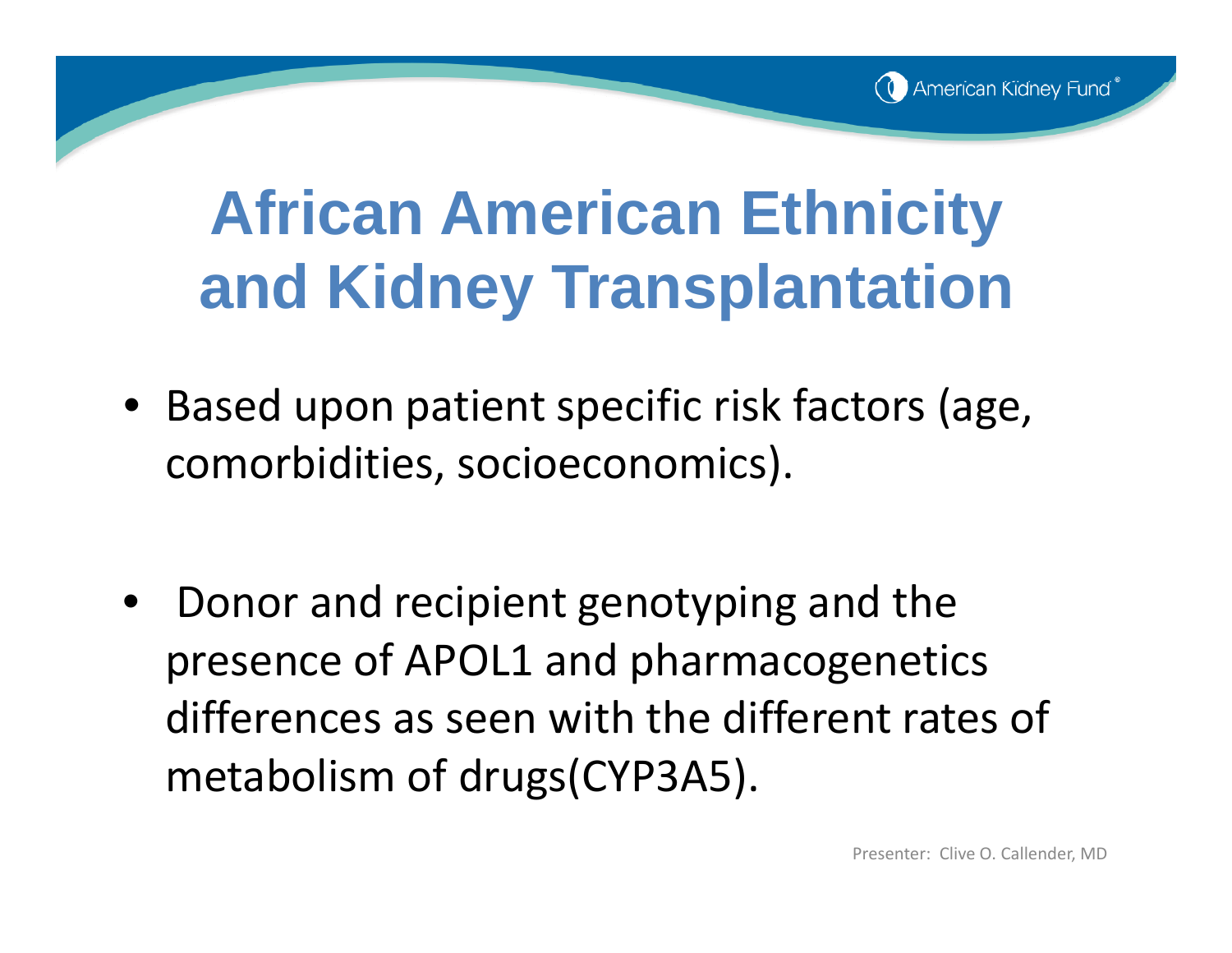# African American Ethnicity and Kidney Transplantation

- Based upon patient specific risk factors (age, comorbidities, socioeconomics).

- Donor and recipient genotyping and the presence of APOL1 and pharmacogenetics differences as seen with the different rates of metabolism of drugs(CYP3A5).

Presenter: Clive O. Callender, MD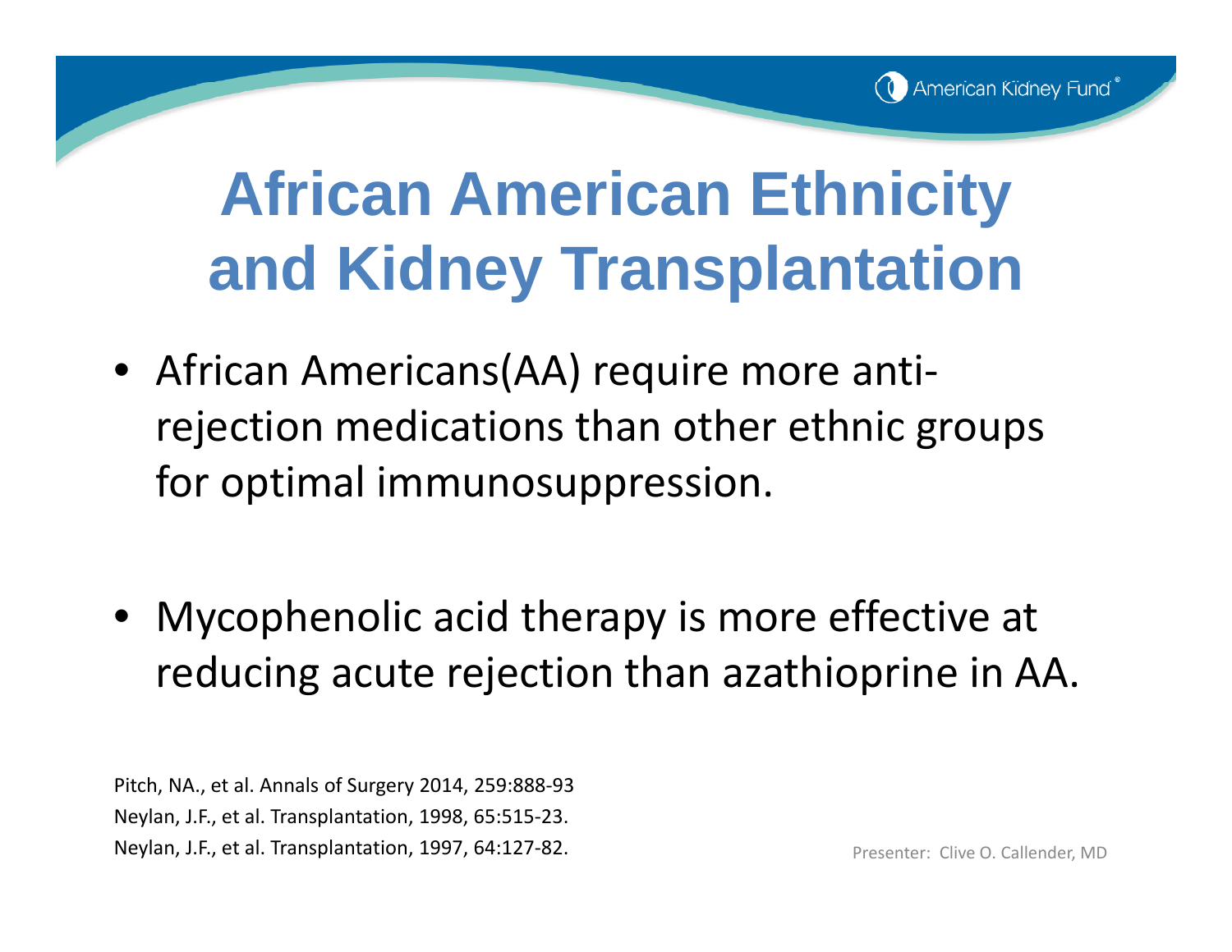# African American Ethnicity and Kidney Transplantation

- African Americans(AA) require more anti-rejection medications than other ethnic groups for optimal immunosuppression.

- Mycophenolic acid therapy is more effective at reducing acute rejection than azathioprine in AA.

Pitch, NA., et al. Annals of Surgery 2014, 259:888-93
Neylan, J.F., et al. Transplantation, 1998, 65:515-23.
Neylan, J.F., et al. Transplantation, 1997, 64:127-82.

Presenter: Clive O. Callender, MD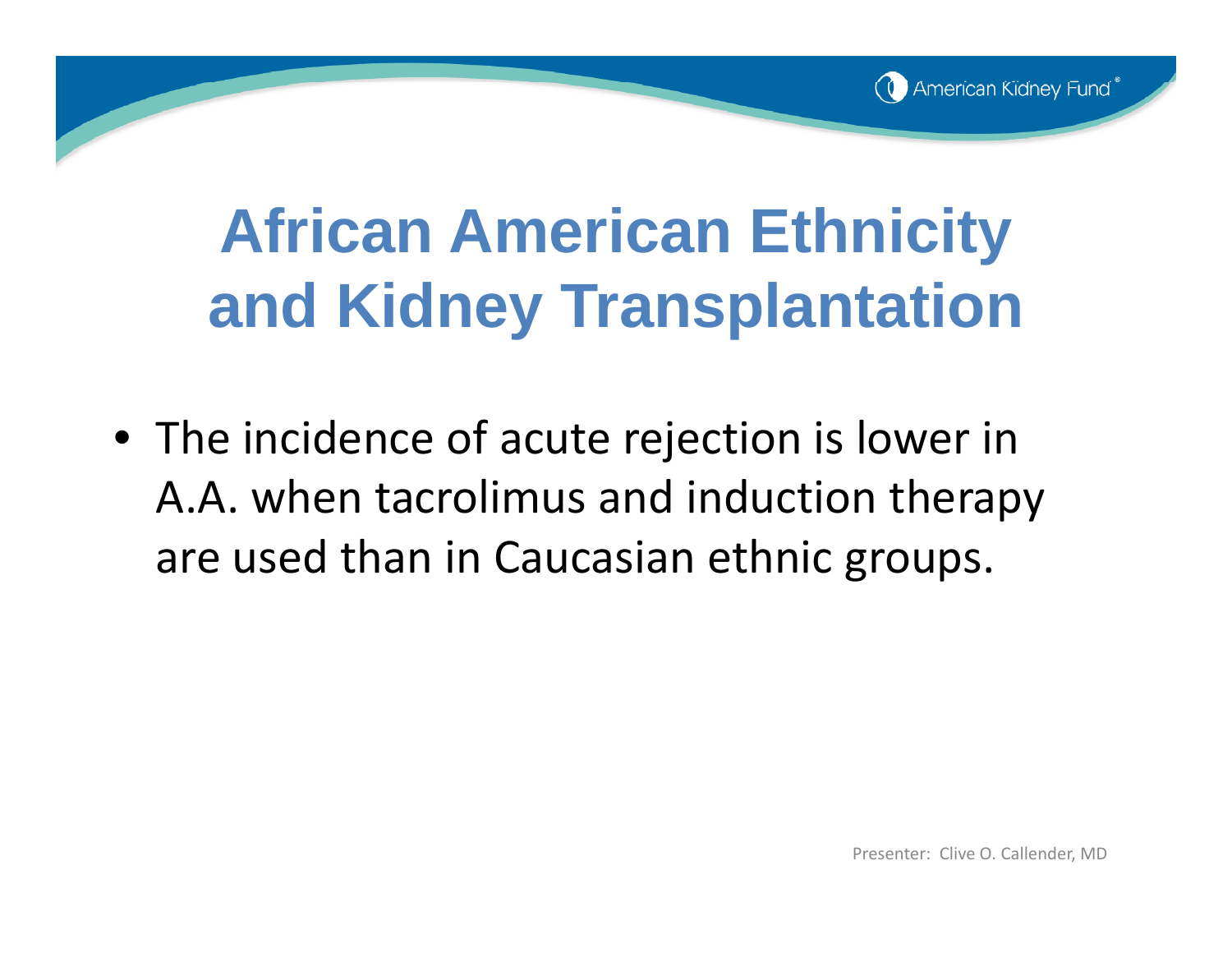# African American Ethnicity and Kidney Transplantation

- The incidence of acute rejection is lower in A.A. when tacrolimus and induction therapy are used than in Caucasian ethnic groups.

Presenter: Clive O. Callender, MD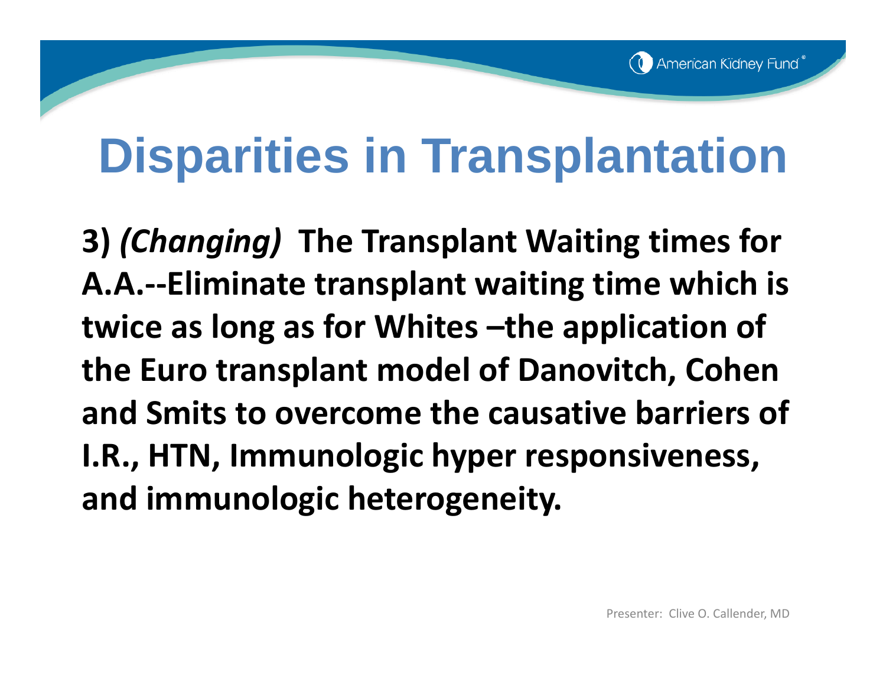# Disparities in Transplantation

**3)** ***(Changing)*** **The Transplant Waiting times for A.A.--Eliminate transplant waiting time which is twice as long as for Whites –the application of the Euro transplant model of Danovitch, Cohen and Smits to overcome the causative barriers of I.R., HTN, Immunologic hyper responsiveness, and immunologic heterogeneity.**

Presenter: Clive O. Callender, MD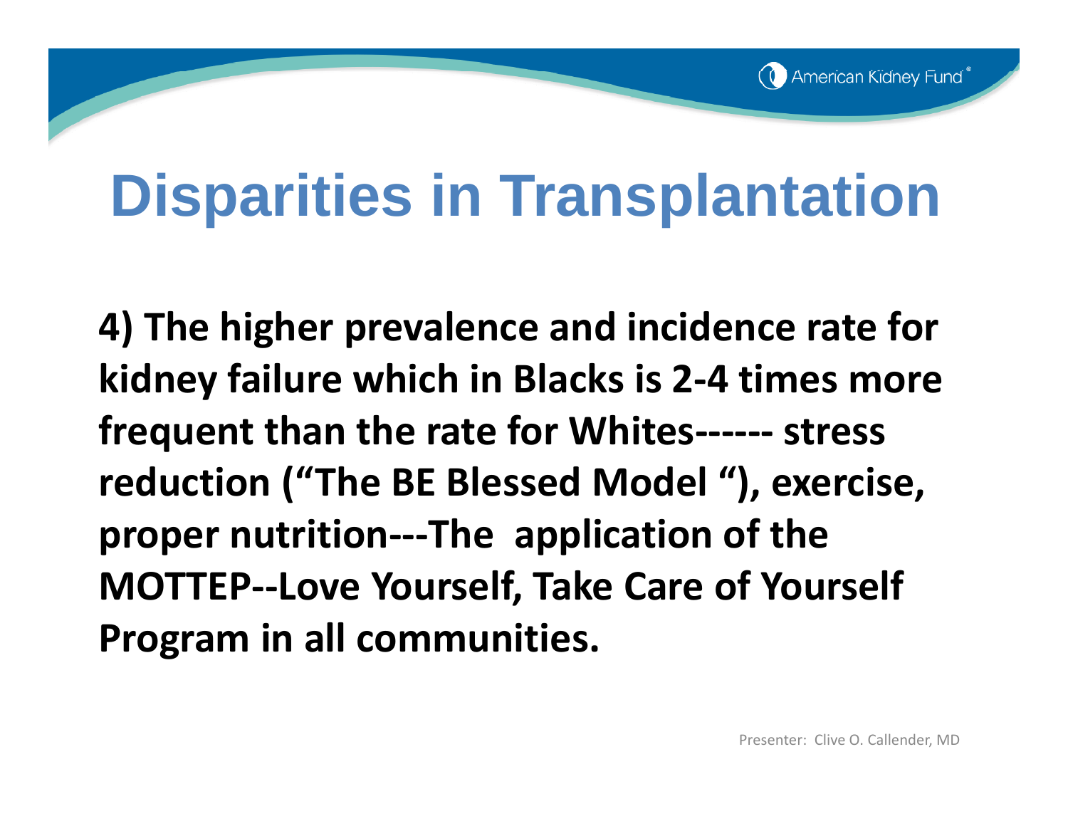# Disparities in Transplantation

**4) The higher prevalence and incidence rate for kidney failure which in Blacks is 2-4 times more frequent than the rate for Whites------ stress reduction ("The BE Blessed Model "), exercise, proper nutrition---The application of the MOTTEP--Love Yourself, Take Care of Yourself Program in all communities.**

Presenter: Clive O. Callender, MD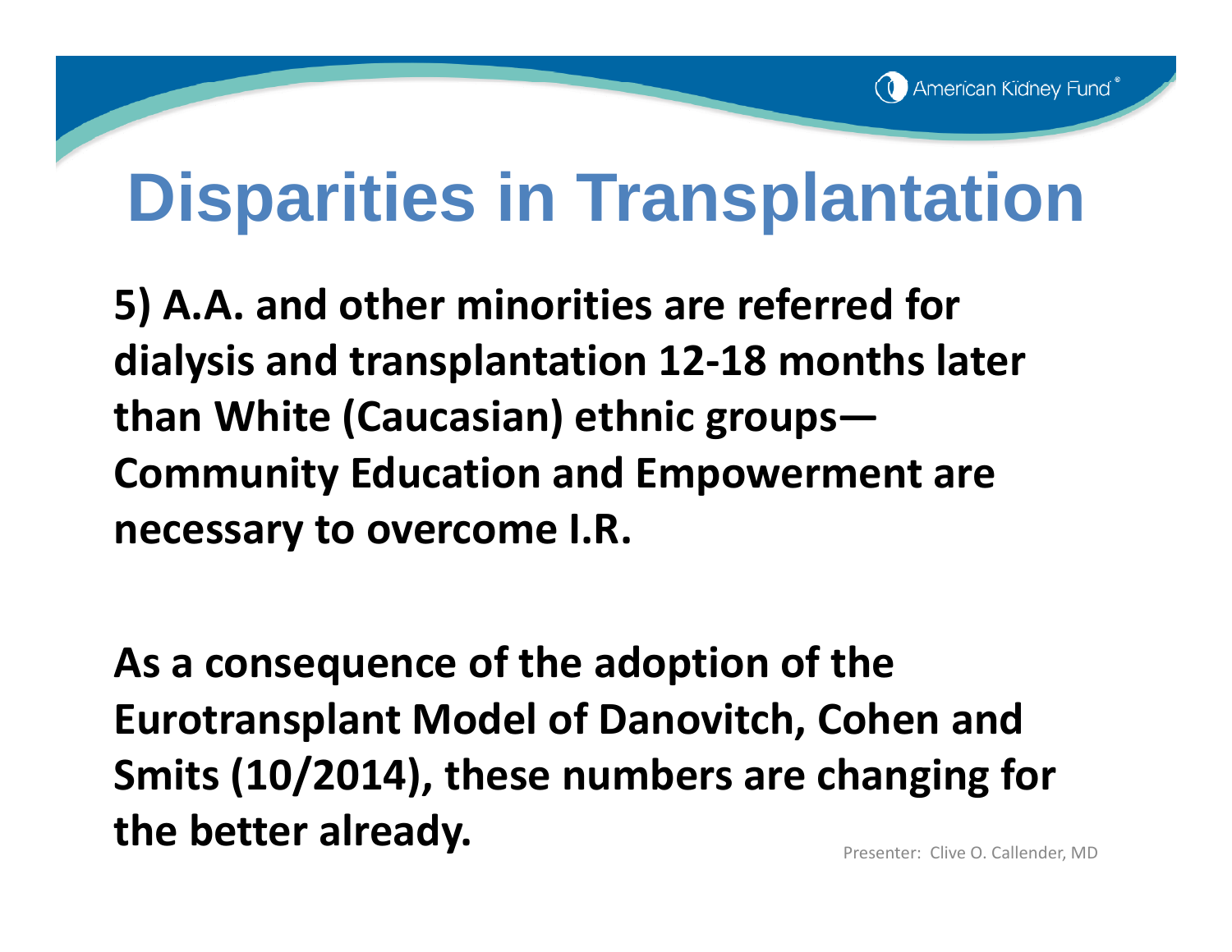# Disparities in Transplantation

**5) A.A. and other minorities are referred for dialysis and transplantation 12-18 months later than White (Caucasian) ethnic groups—Community Education and Empowerment are necessary to overcome I.R.**

**As a consequence of the adoption of the Eurotransplant Model of Danovitch, Cohen and Smits (10/2014), these numbers are changing for the better already.**

Presenter: Clive O. Callender, MD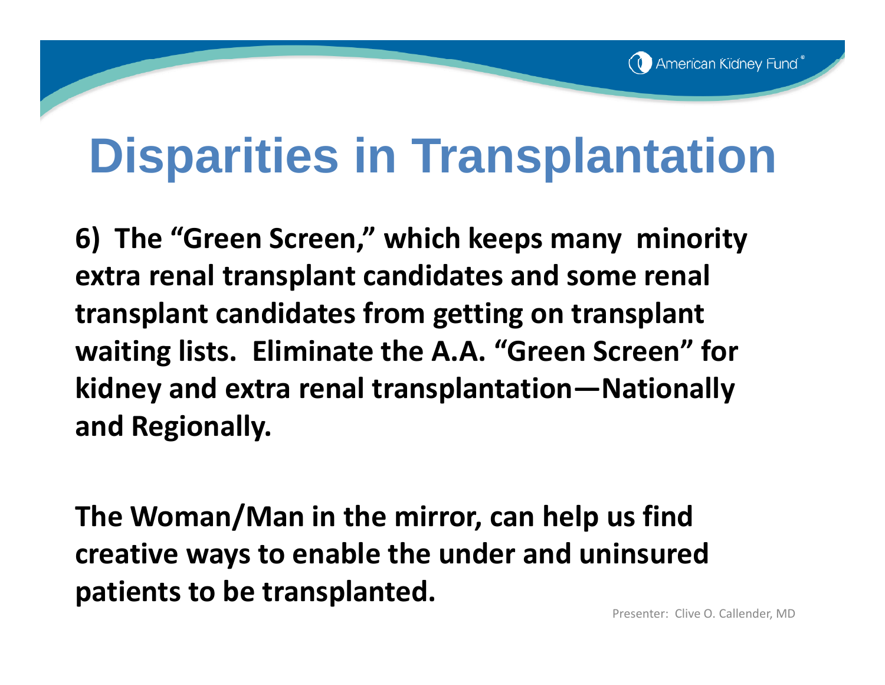# Disparities in Transplantation

**6) The "Green Screen," which keeps many minority extra renal transplant candidates and some renal transplant candidates from getting on transplant waiting lists. Eliminate the A.A. "Green Screen" for kidney and extra renal transplantation—Nationally and Regionally.**

**The Woman/Man in the mirror, can help us find creative ways to enable the under and uninsured patients to be transplanted.**

Presenter: Clive O. Callender, MD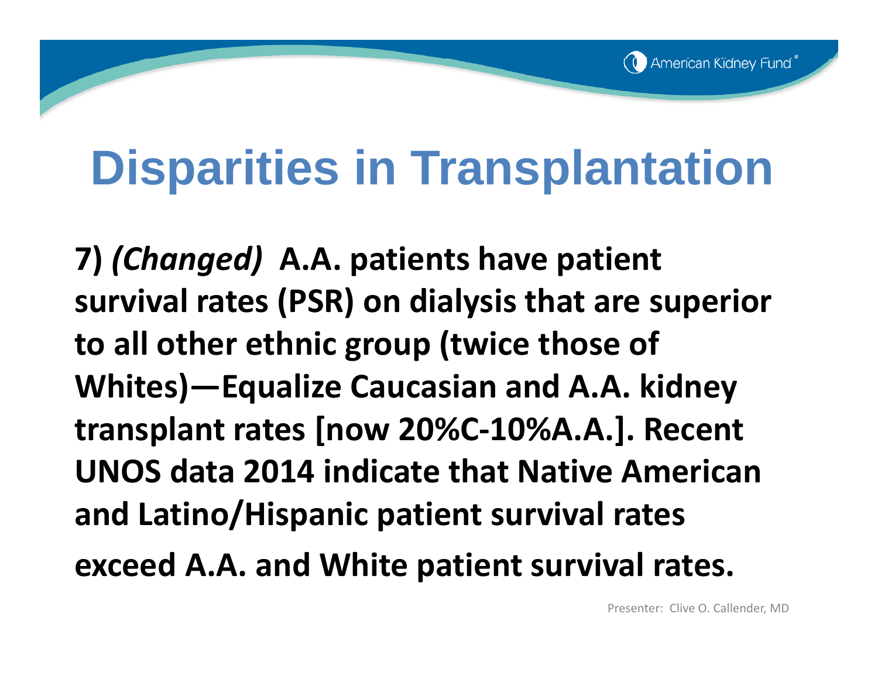# Disparities in Transplantation

**7)** ***(Changed)*** **A.A. patients have patient survival rates (PSR) on dialysis that are superior to all other ethnic group (twice those of Whites)—Equalize Caucasian and A.A. kidney transplant rates [now 20%C-10%A.A.]. Recent UNOS data 2014 indicate that Native American and Latino/Hispanic patient survival rates exceed A.A. and White patient survival rates.**

Presenter: Clive O. Callender, MD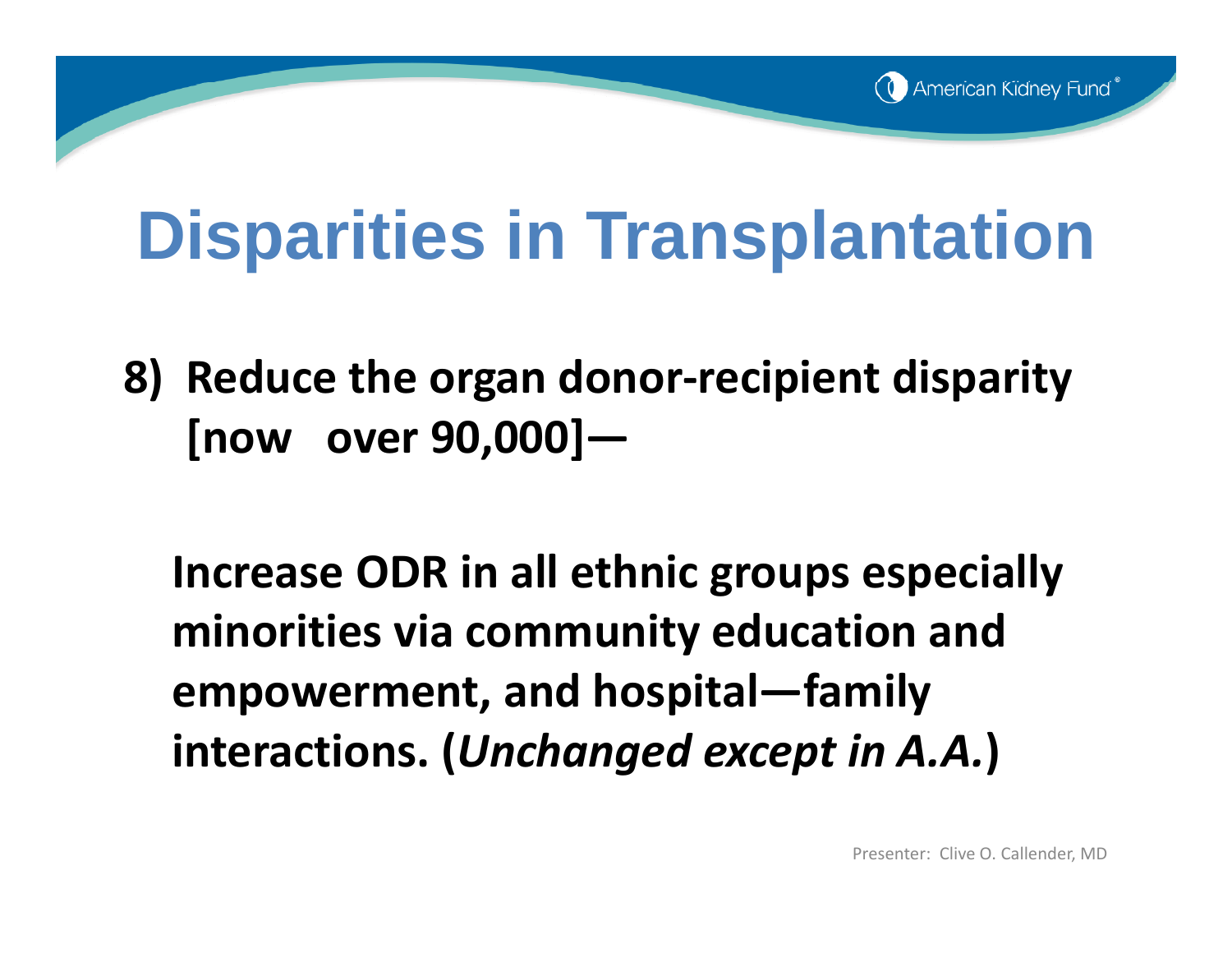# Disparities in Transplantation

8) **Reduce the organ donor-recipient disparity [now over 90,000]—**

**Increase ODR in all ethnic groups especially minorities via community education and empowerment, and hospital—family interactions. (*Unchanged except in A.A.*)**

Presenter: Clive O. Callender, MD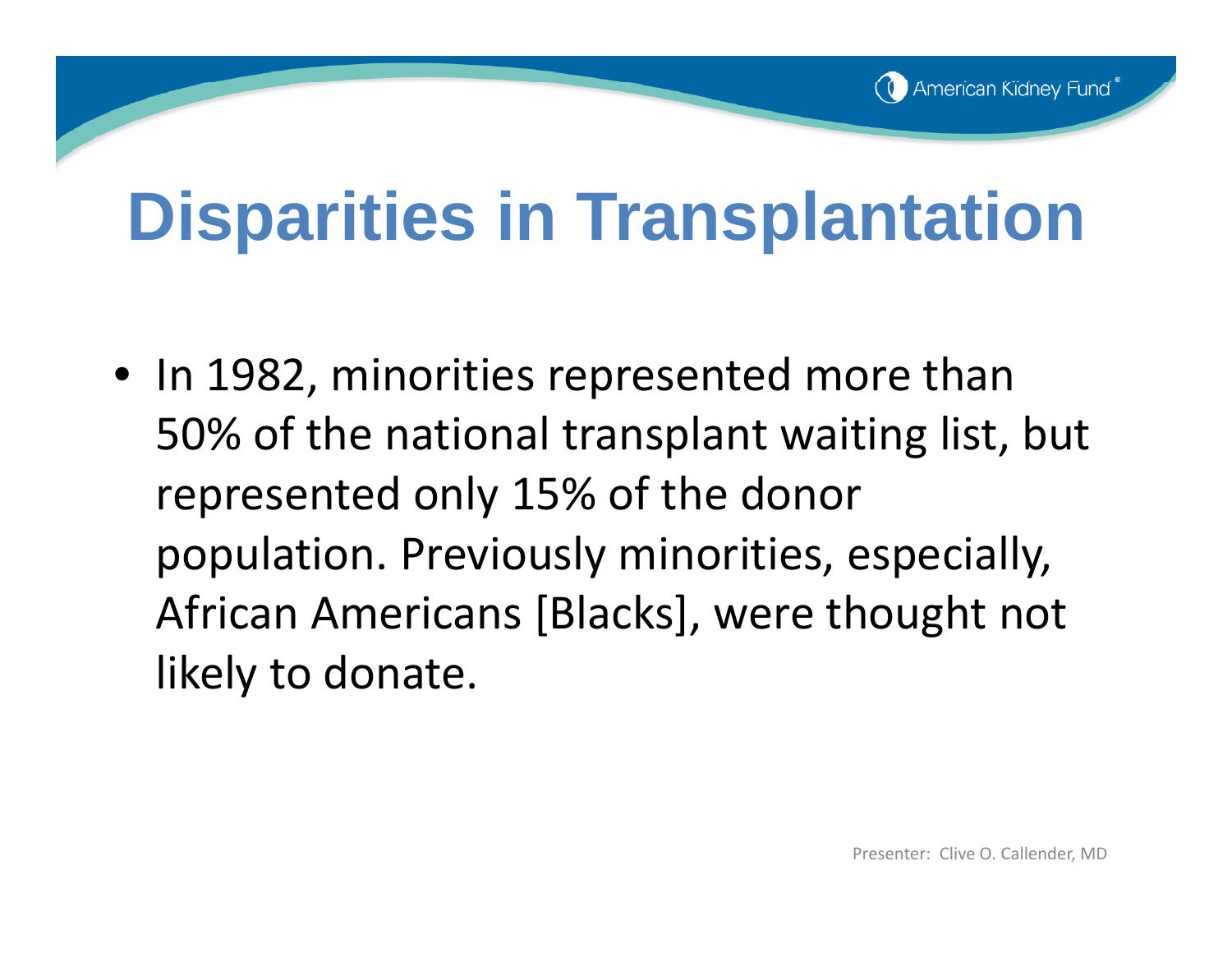# Disparities in Transplantation

- In 1982, minorities represented more than 50% of the national transplant waiting list, but represented only 15% of the donor population. Previously minorities, especially, African Americans [Blacks], were thought not likely to donate.

Presenter: Clive O. Callender, MD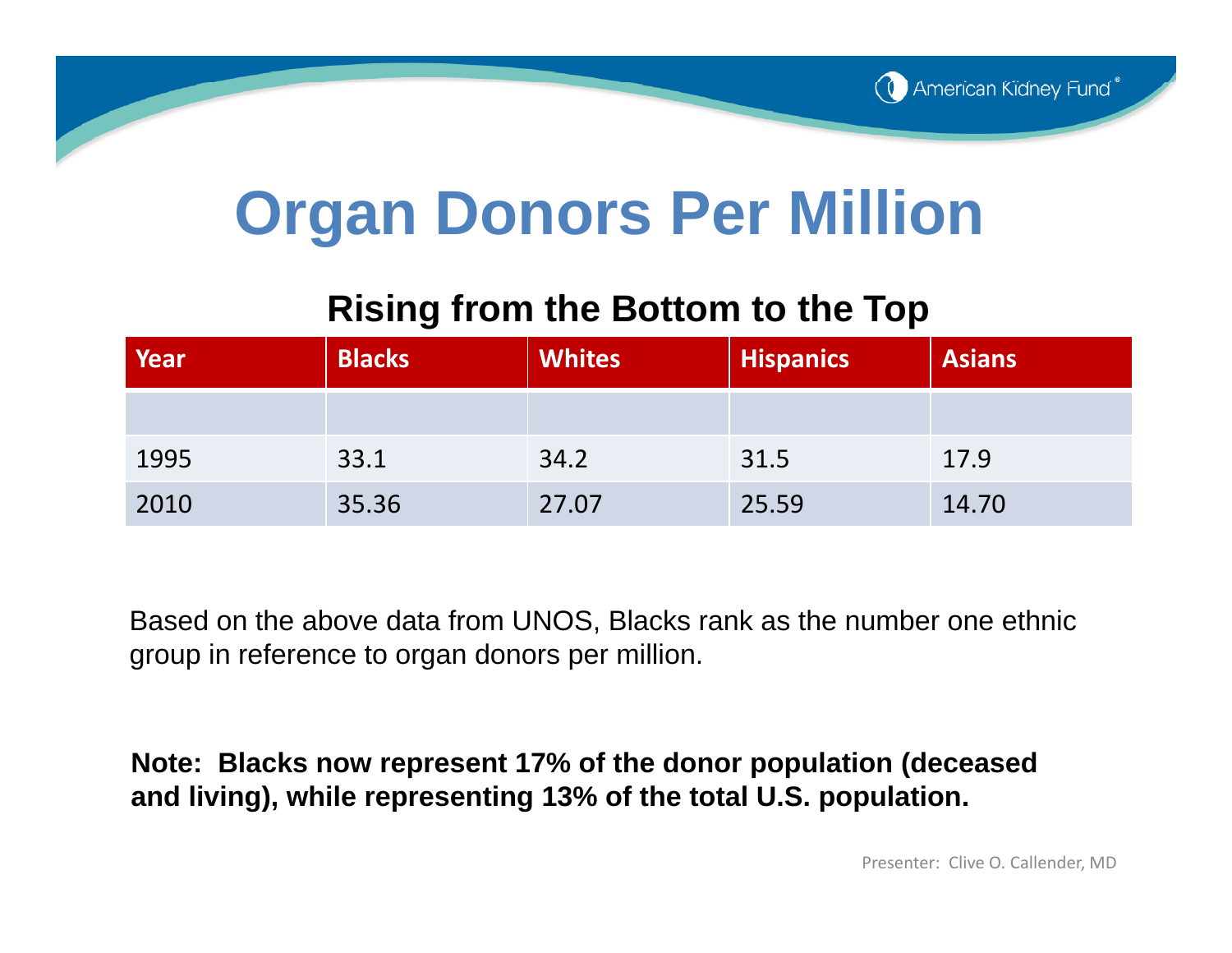# Organ Donors Per Million

## Rising from the Bottom to the Top

| Year | Blacks | Whites | Hispanics | Asians |
|---|---|---|---|---|
| | | | | |
| 1995 | 33.1 | 34.2 | 31.5 | 17.9 |
| 2010 | 35.36 | 27.07 | 25.59 | 14.70 |

Based on the above data from UNOS, Blacks rank as the number one ethnic group in reference to organ donors per million.

**Note: Blacks now represent 17% of the donor population (deceased and living), while representing 13% of the total U.S. population.**

Presenter: Clive O. Callender, MD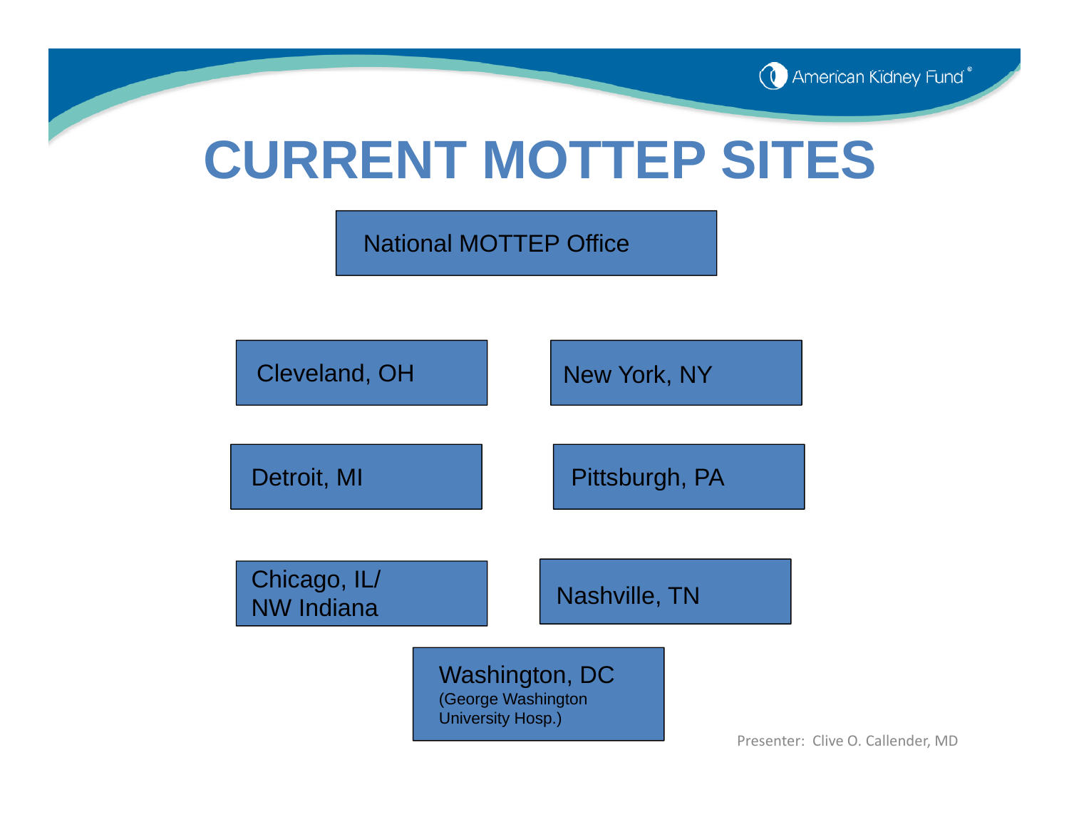# CURRENT MOTTEP SITES

National MOTTEP Office

- Cleveland, OH
- New York, NY
- Detroit, MI
- Pittsburgh, PA
- Chicago, IL/ NW Indiana
- Nashville, TN
- Washington, DC (George Washington University Hosp.)

Presenter: Clive O. Callender, MD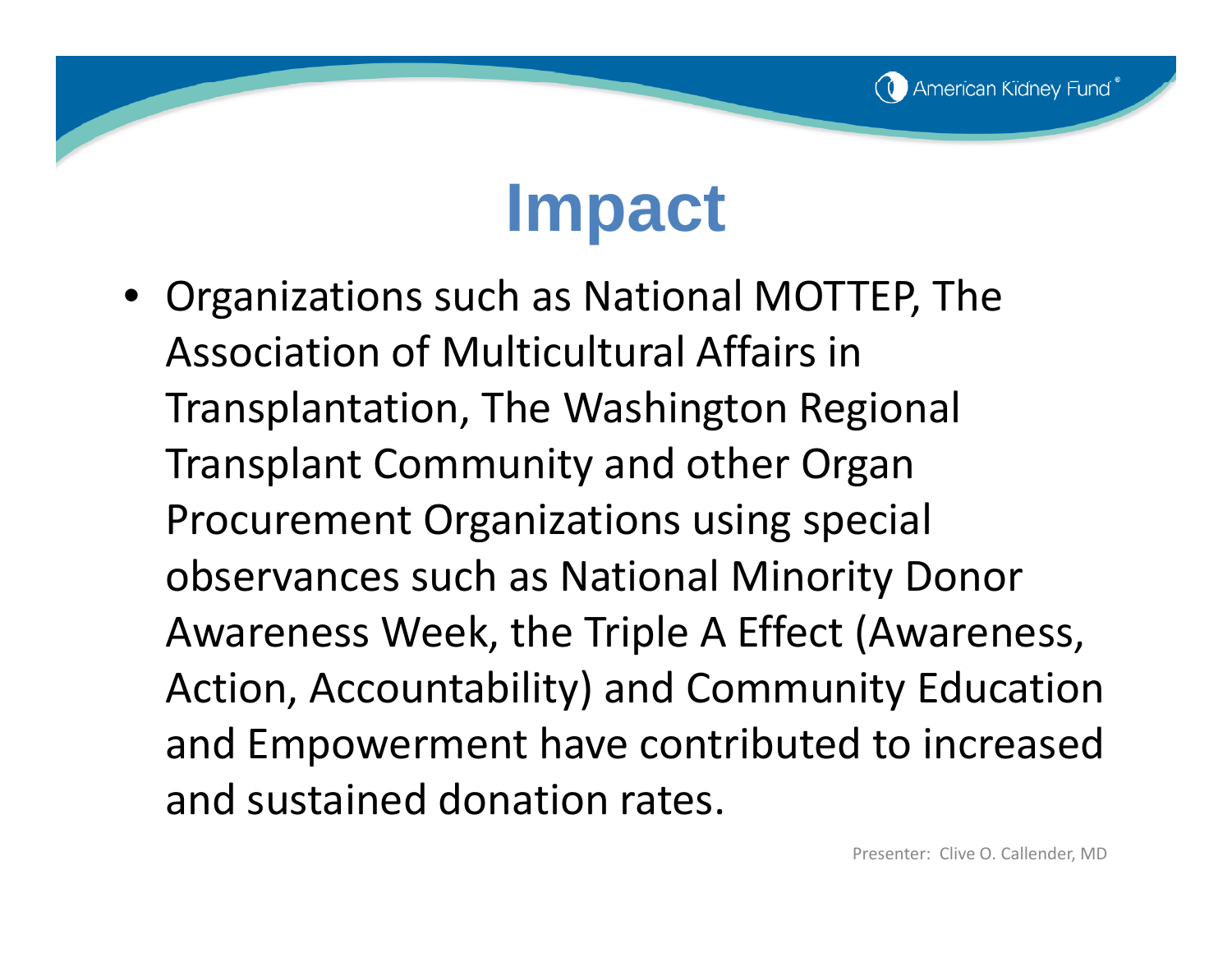# Impact

- Organizations such as National MOTTEP, The Association of Multicultural Affairs in Transplantation, The Washington Regional Transplant Community and other Organ Procurement Organizations using special observances such as National Minority Donor Awareness Week, the Triple A Effect (Awareness, Action, Accountability) and Community Education and Empowerment have contributed to increased and sustained donation rates.

Presenter: Clive O. Callender, MD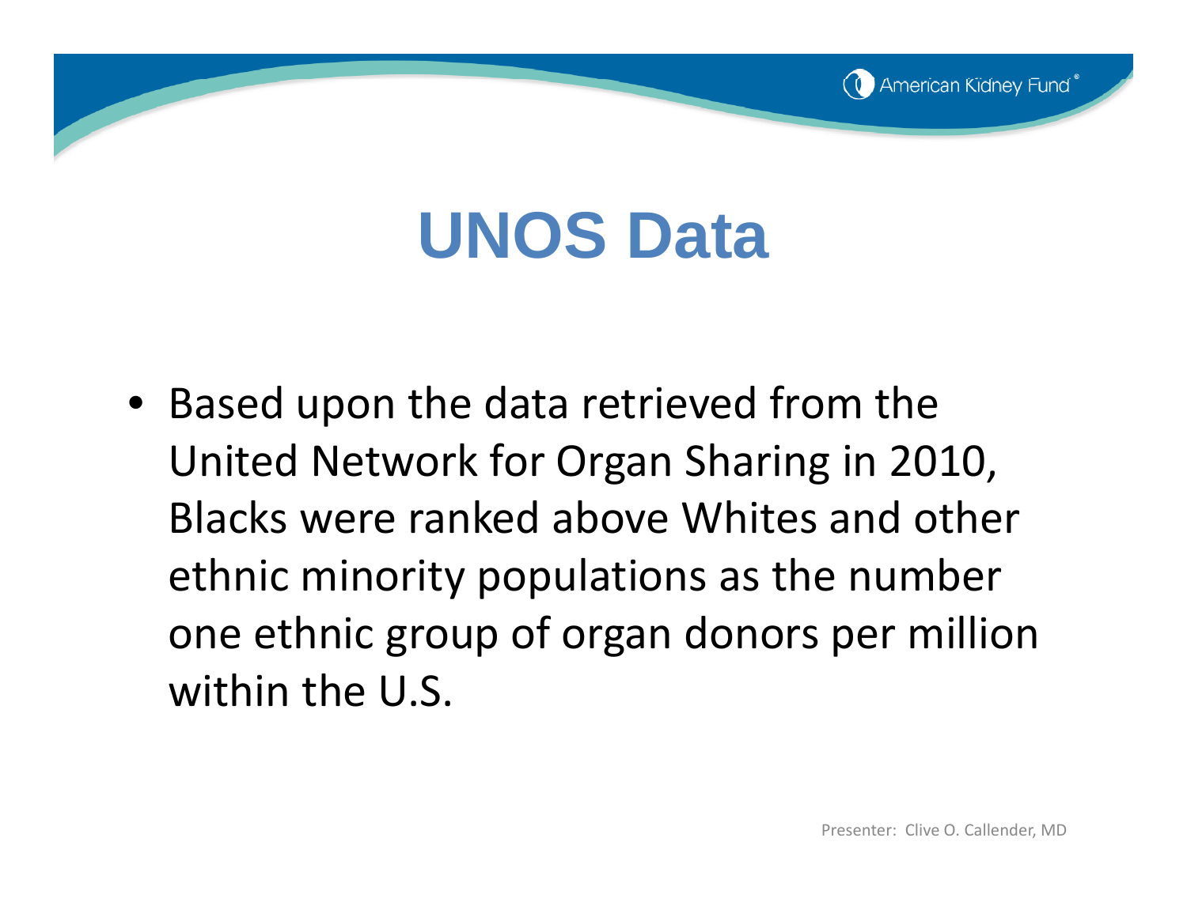# UNOS Data

- Based upon the data retrieved from the United Network for Organ Sharing in 2010, Blacks were ranked above Whites and other ethnic minority populations as the number one ethnic group of organ donors per million within the U.S.

Presenter: Clive O. Callender, MD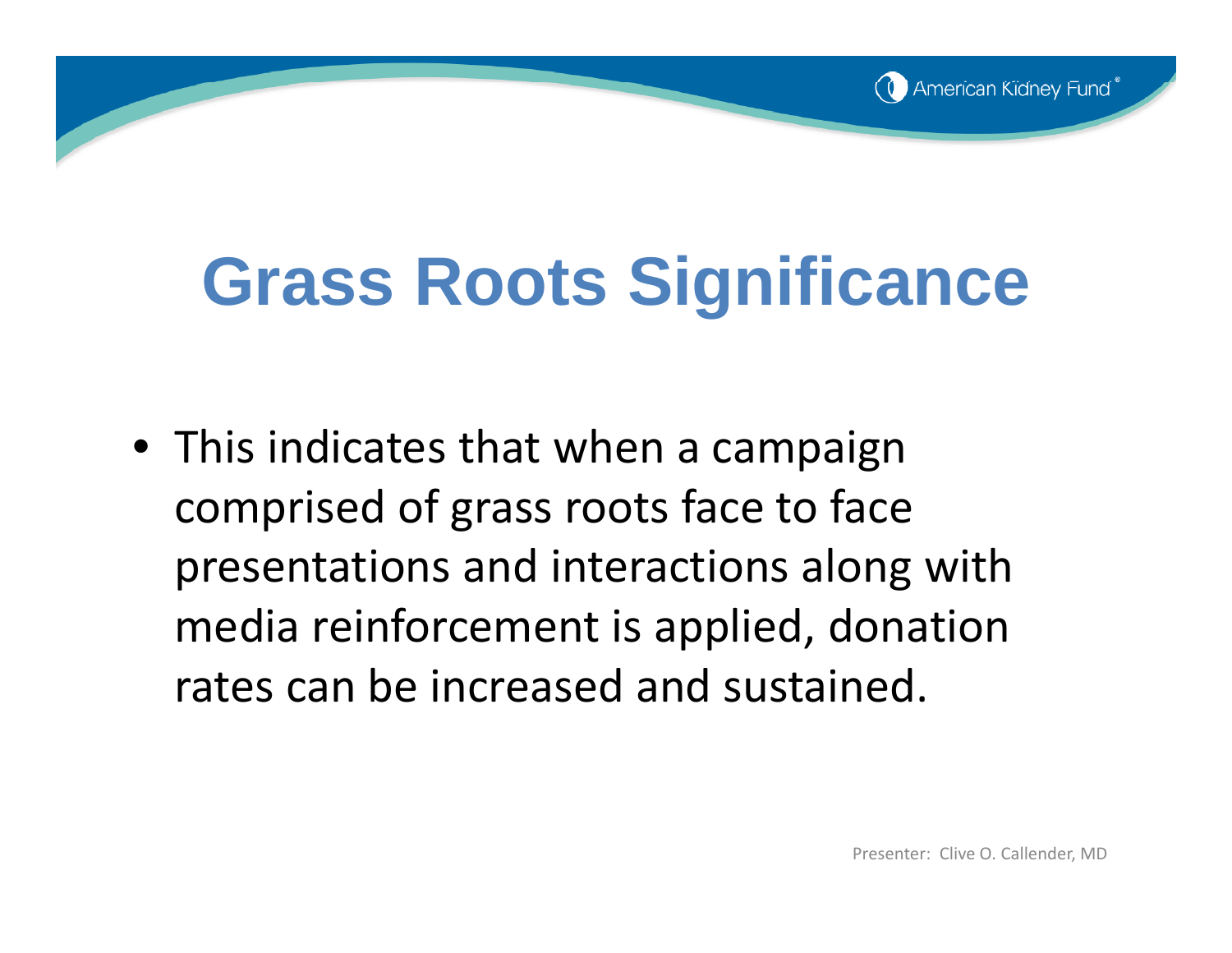# Grass Roots Significance

- This indicates that when a campaign comprised of grass roots face to face presentations and interactions along with media reinforcement is applied, donation rates can be increased and sustained.

Presenter: Clive O. Callender, MD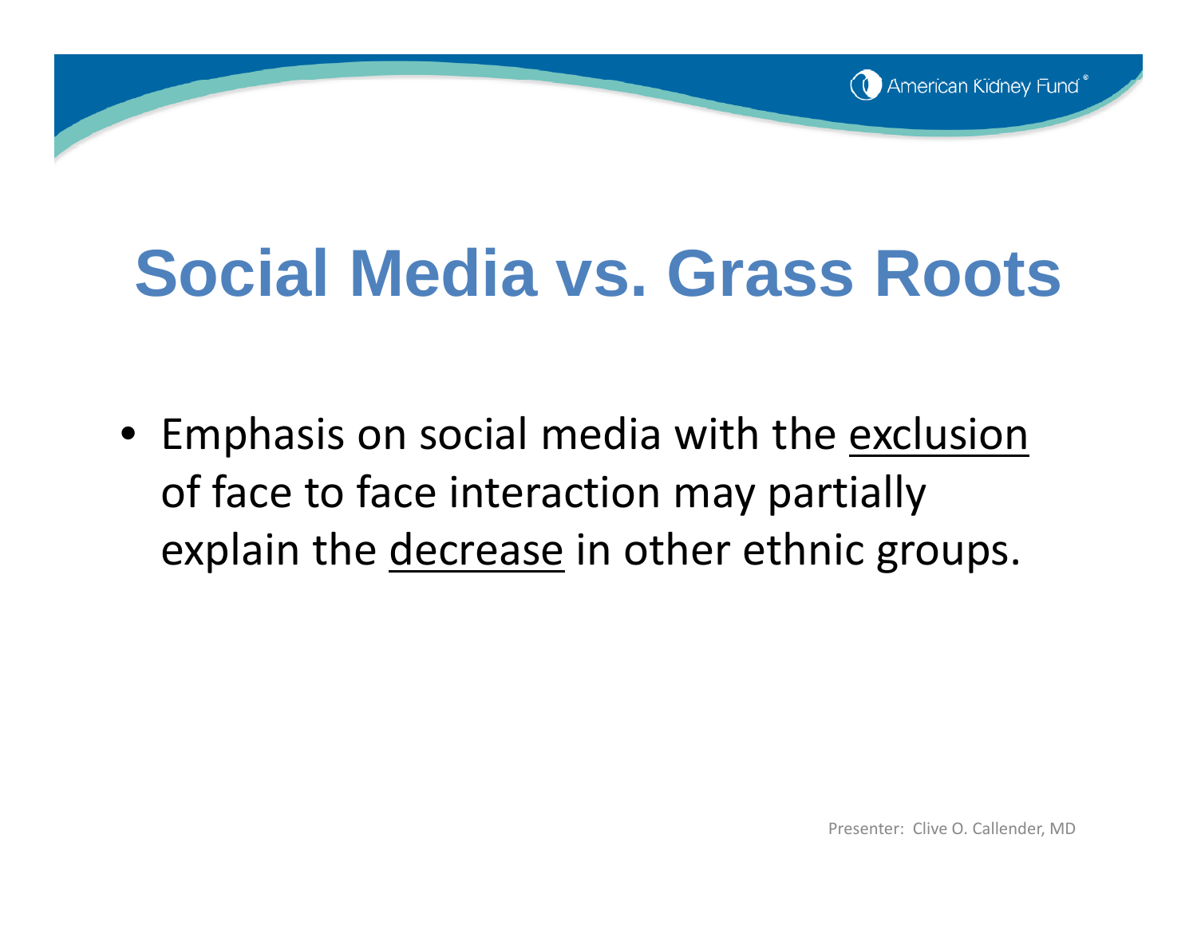# Social Media vs. Grass Roots

- Emphasis on social media with the <u>exclusion</u> of face to face interaction may partially explain the <u>decrease</u> in other ethnic groups.

Presenter: Clive O. Callender, MD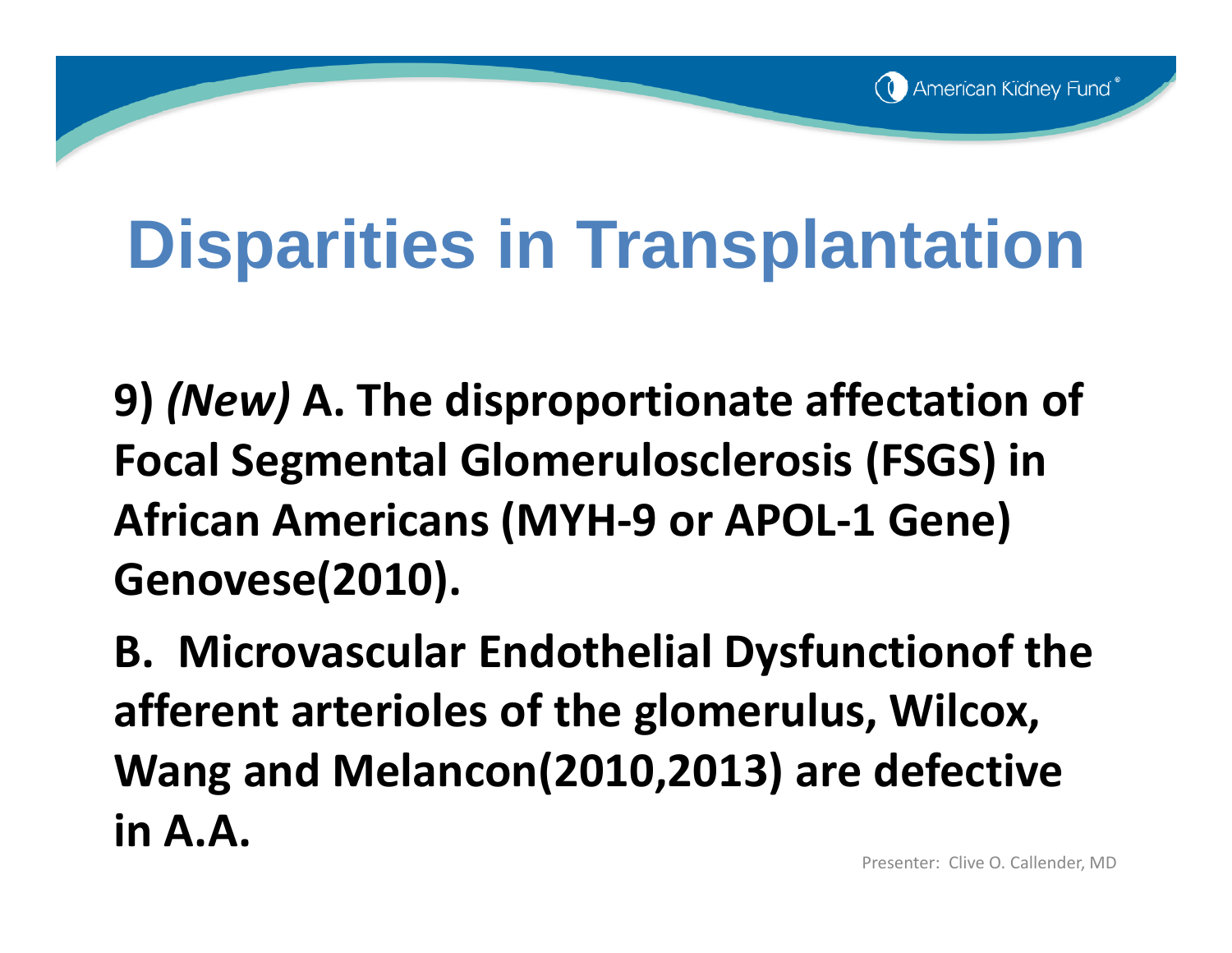# Disparities in Transplantation

**9)** ***(New)*** **A. The disproportionate affectation of Focal Segmental Glomerulosclerosis (FSGS) in African Americans (MYH-9 or APOL-1 Gene) Genovese(2010).**

**B. Microvascular Endothelial Dysfunctionof the afferent arterioles of the glomerulus, Wilcox, Wang and Melancon(2010,2013) are defective in A.A.**

Presenter: Clive O. Callender, MD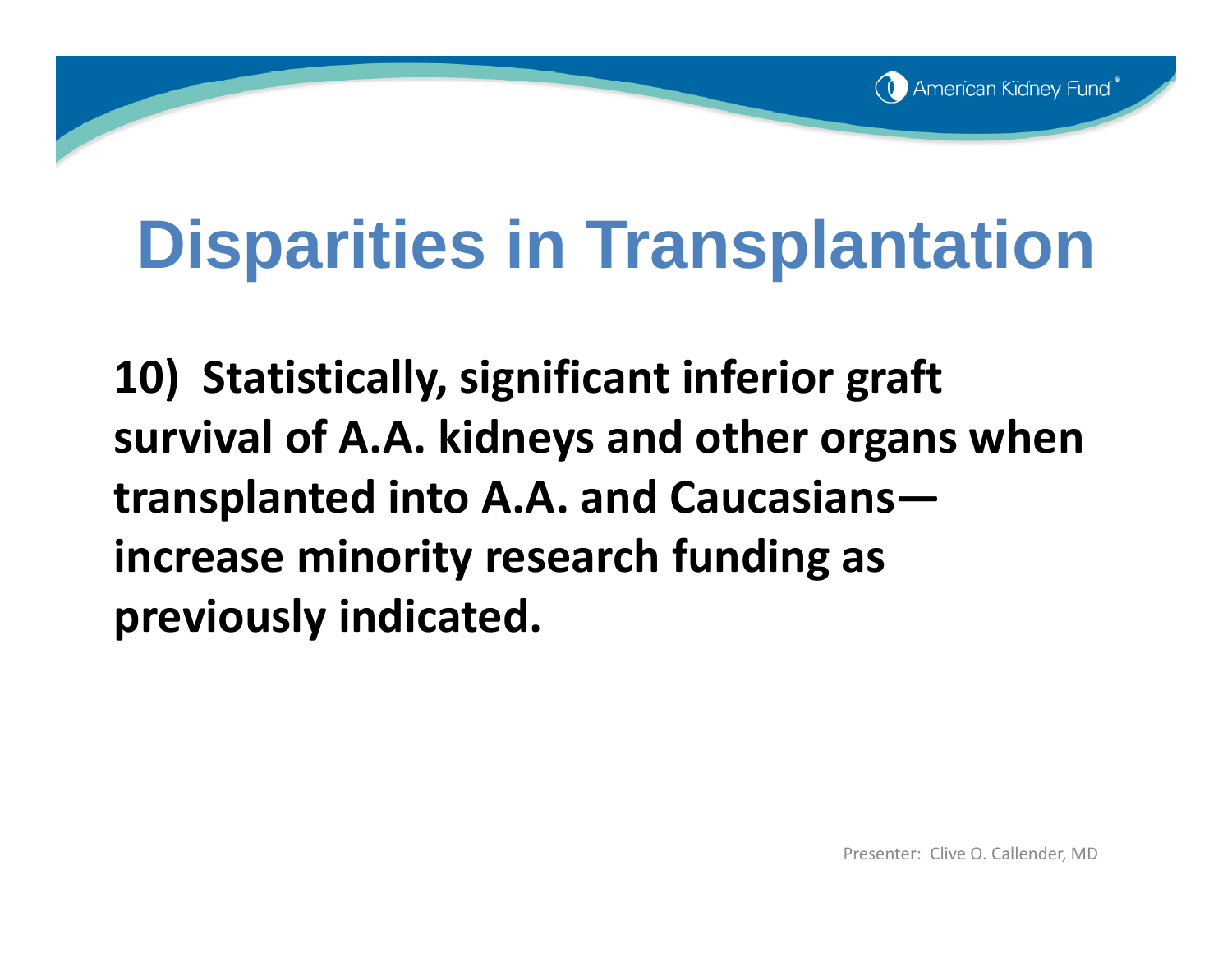# Disparities in Transplantation

**10) Statistically, significant inferior graft survival of A.A. kidneys and other organs when transplanted into A.A. and Caucasians—increase minority research funding as previously indicated.**

Presenter: Clive O. Callender, MD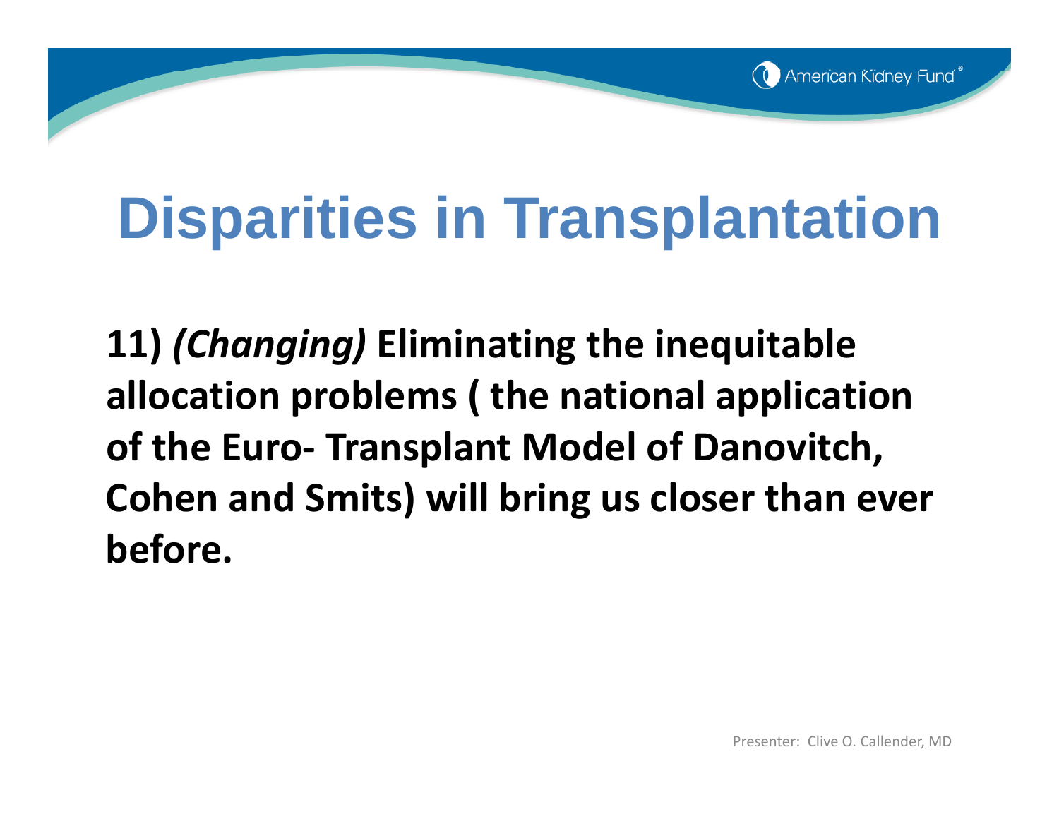# Disparities in Transplantation

**11)** ***(Changing)*** **Eliminating the inequitable allocation problems ( the national application of the Euro- Transplant Model of Danovitch, Cohen and Smits) will bring us closer than ever before.**

Presenter: Clive O. Callender, MD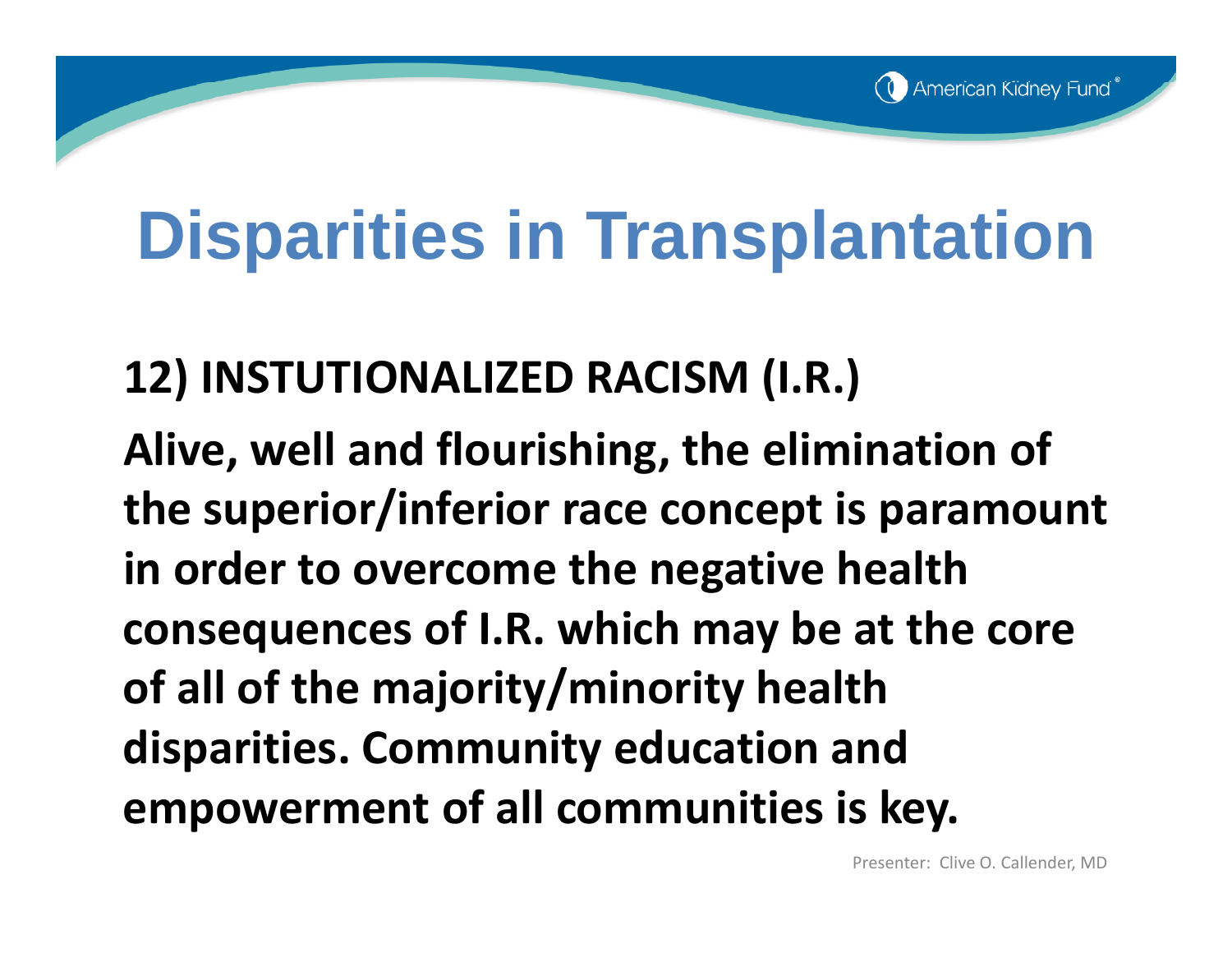# Disparities in Transplantation

**12) INSTUTIONALIZED RACISM (I.R.)**

**Alive, well and flourishing, the elimination of the superior/inferior race concept is paramount in order to overcome the negative health consequences of I.R. which may be at the core of all of the majority/minority health disparities. Community education and empowerment of all communities is key.**

Presenter: Clive O. Callender, MD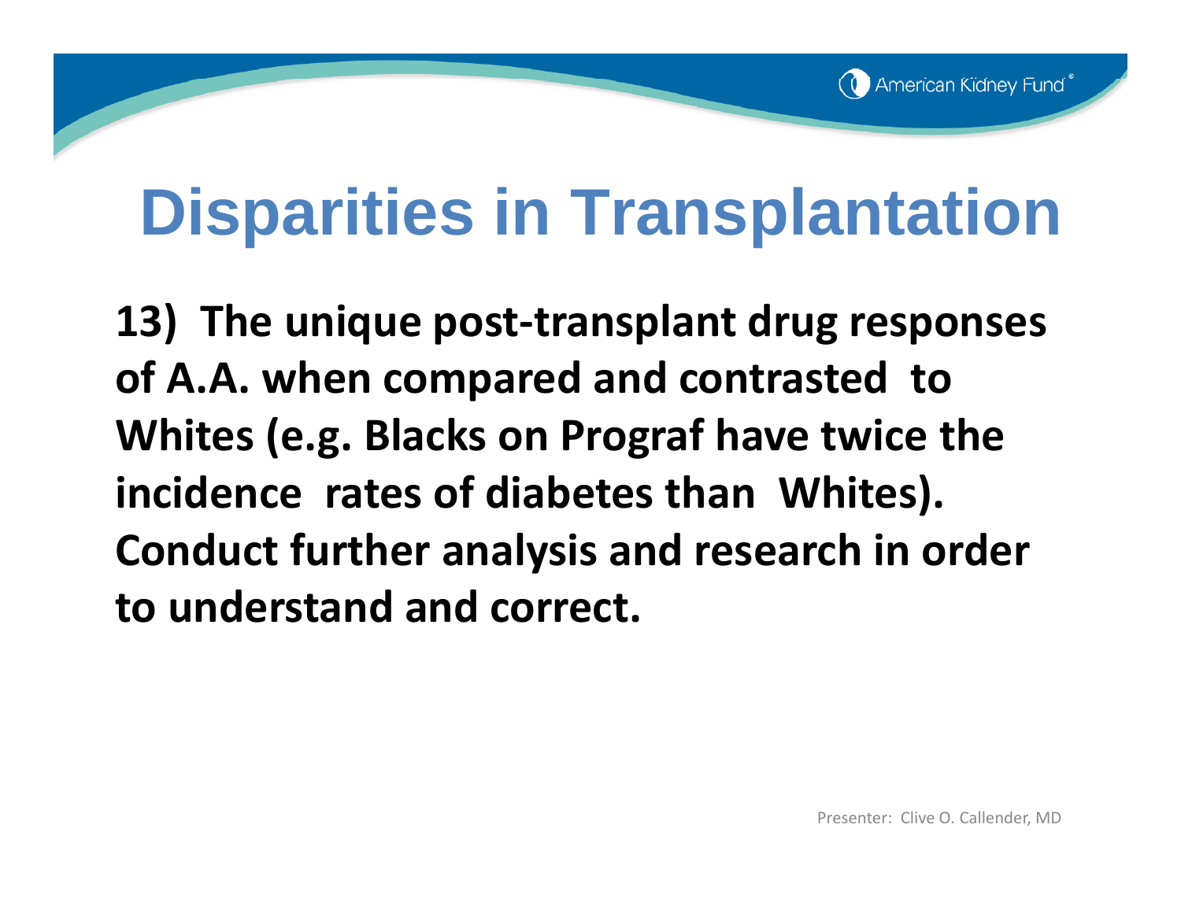# Disparities in Transplantation

**13) The unique post-transplant drug responses of A.A. when compared and contrasted to Whites (e.g. Blacks on Prograf have twice the incidence rates of diabetes than Whites). Conduct further analysis and research in order to understand and correct.**

Presenter: Clive O. Callender, MD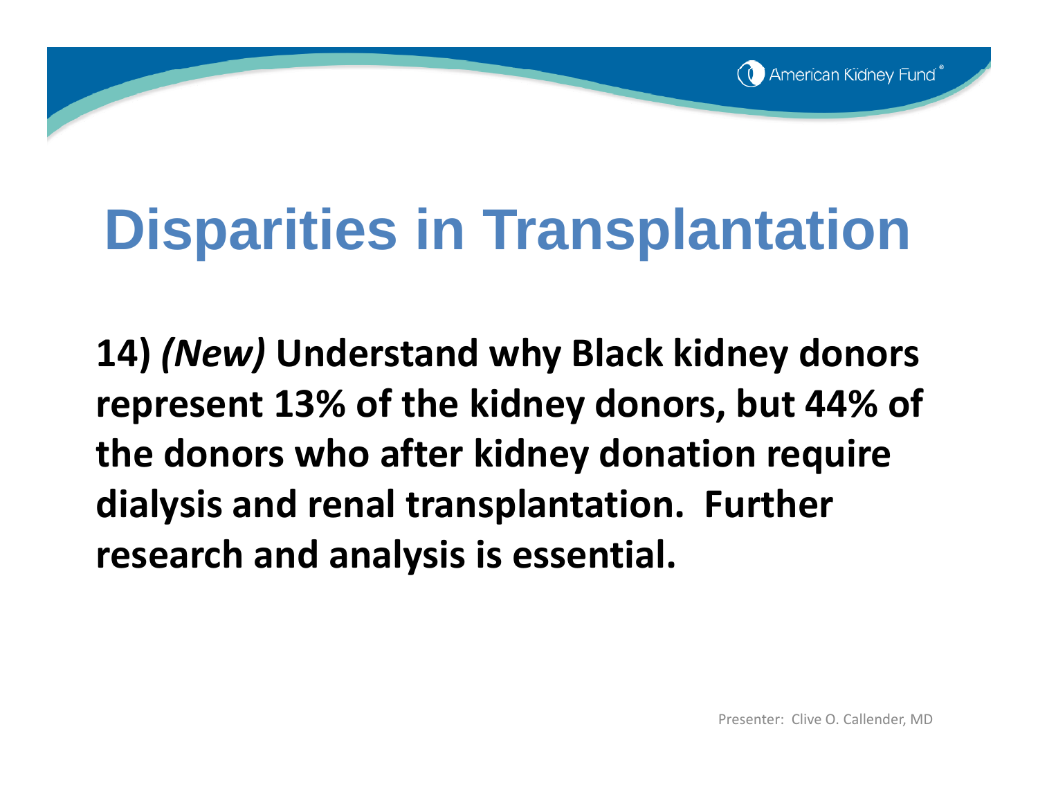# Disparities in Transplantation

**14) *(New)* Understand why Black kidney donors represent 13% of the kidney donors, but 44% of the donors who after kidney donation require dialysis and renal transplantation. Further research and analysis is essential.**

Presenter: Clive O. Callender, MD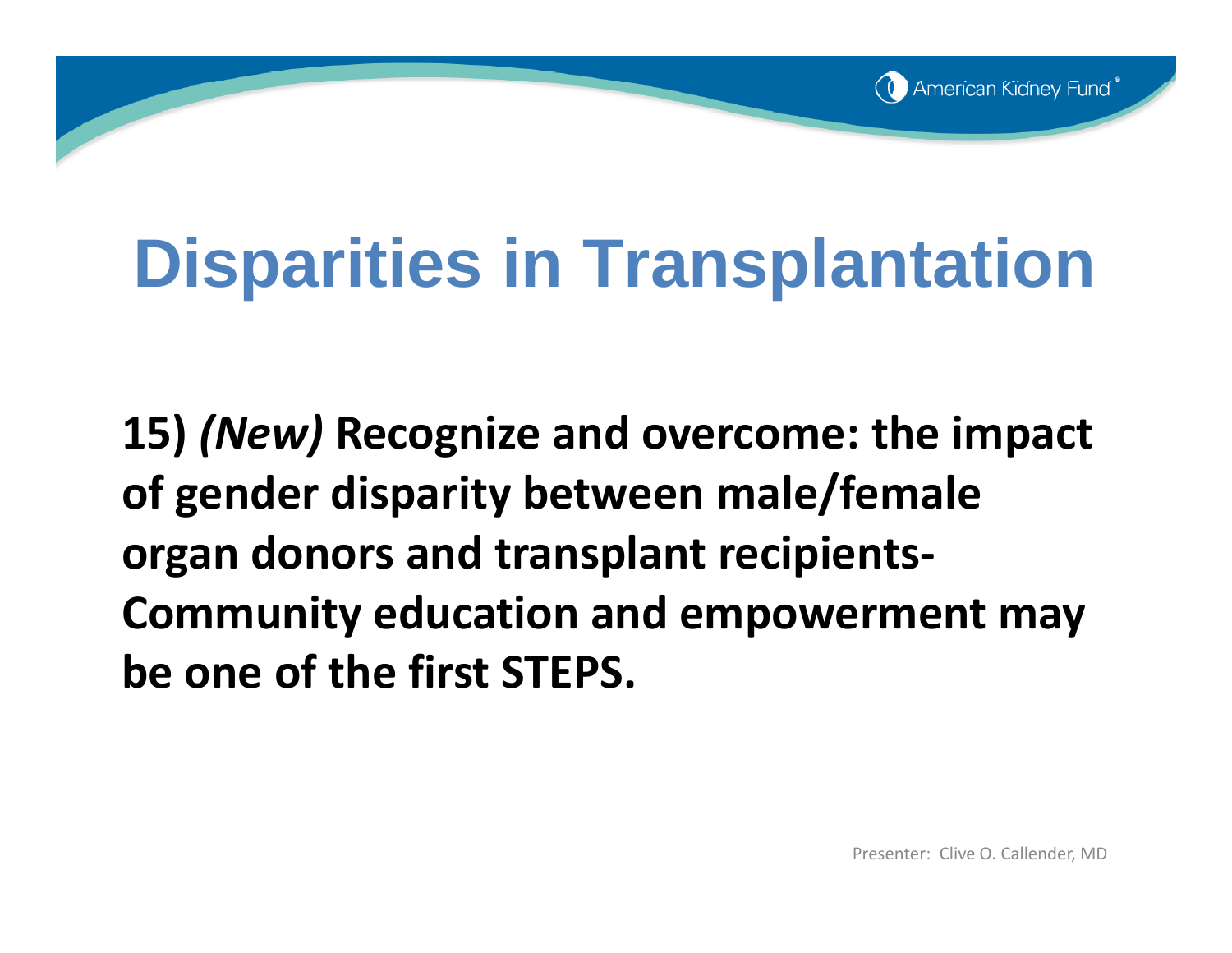# Disparities in Transplantation

**15)** ***(New)*** **Recognize and overcome: the impact of gender disparity between male/female organ donors and transplant recipients- Community education and empowerment may be one of the first STEPS.**

Presenter: Clive O. Callender, MD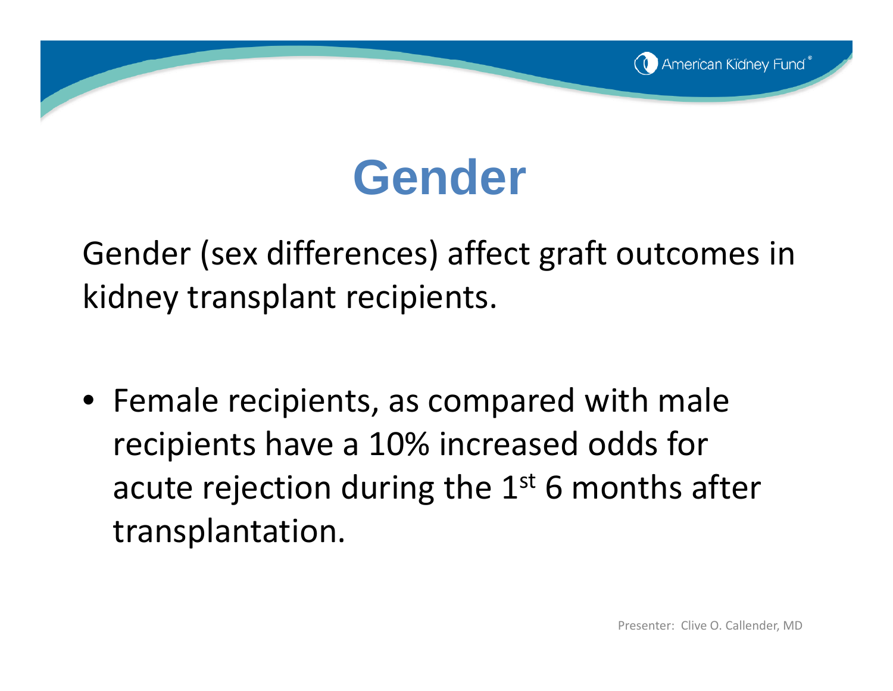# Gender

Gender (sex differences) affect graft outcomes in kidney transplant recipients.

- Female recipients, as compared with male recipients have a 10% increased odds for acute rejection during the 1st 6 months after transplantation.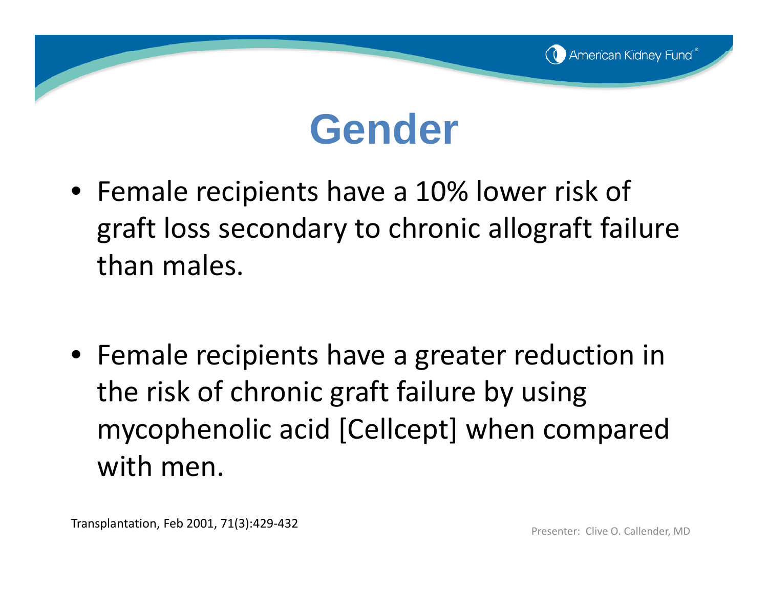# Gender

- Female recipients have a 10% lower risk of graft loss secondary to chronic allograft failure than males.
- Female recipients have a greater reduction in the risk of chronic graft failure by using mycophenolic acid [Cellcept] when compared with men.

Transplantation, Feb 2001, 71(3):429-432

Presenter: Clive O. Callender, MD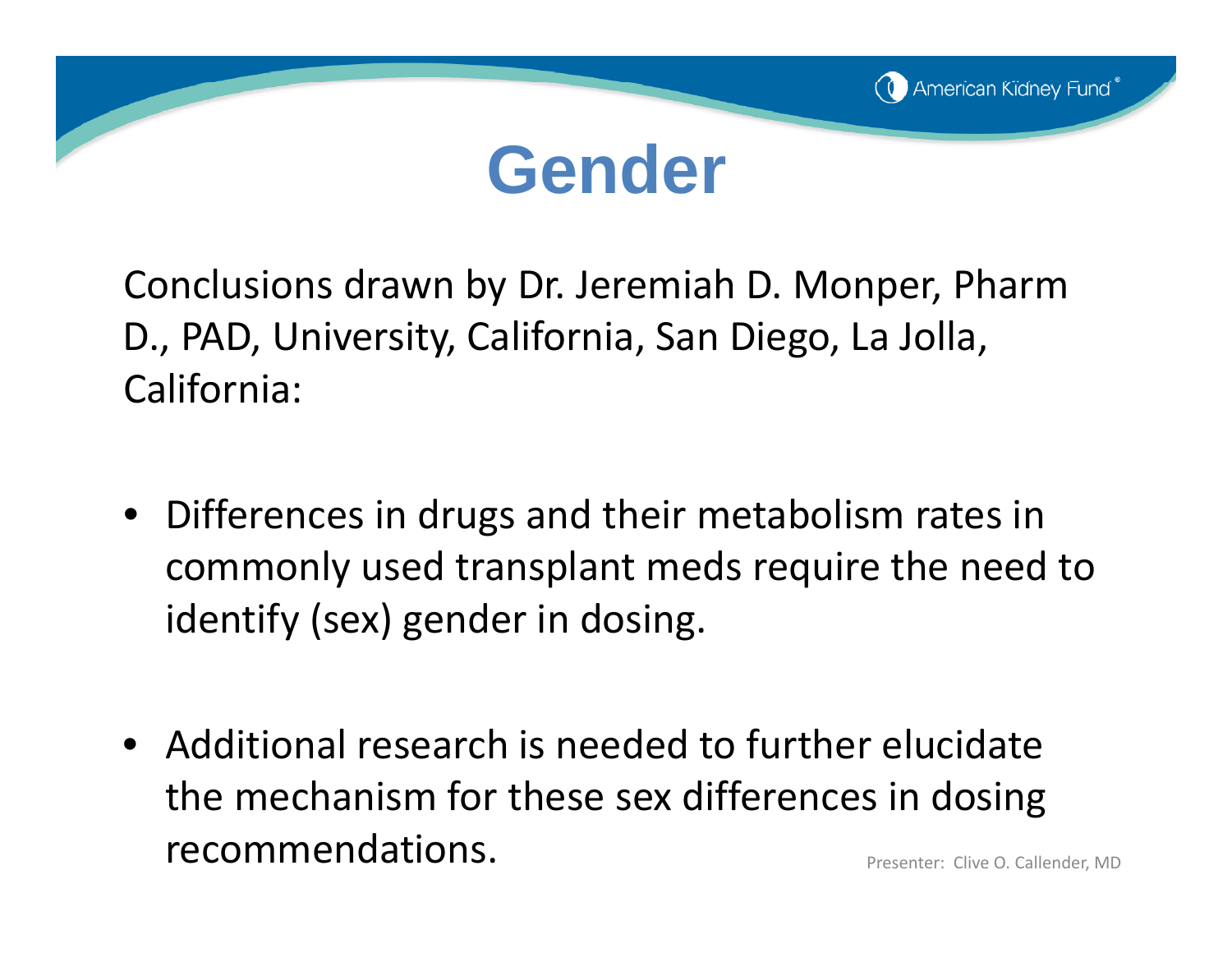# Gender

Conclusions drawn by Dr. Jeremiah D. Monper, Pharm D., PAD, University, California, San Diego, La Jolla, California:

- Differences in drugs and their metabolism rates in commonly used transplant meds require the need to identify (sex) gender in dosing.
- Additional research is needed to further elucidate the mechanism for these sex differences in dosing recommendations.

Presenter: Clive O. Callender, MD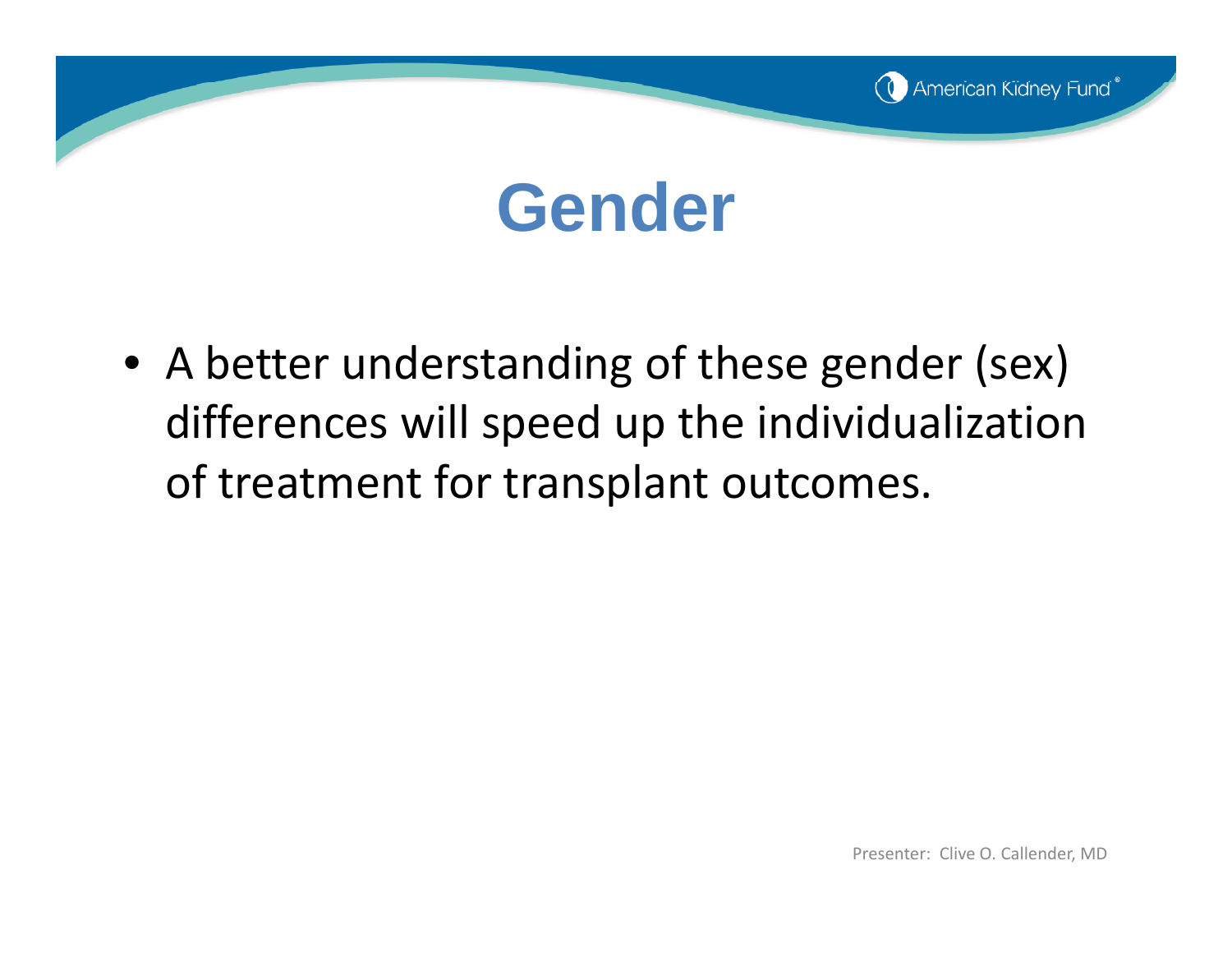# Gender

- A better understanding of these gender (sex) differences will speed up the individualization of treatment for transplant outcomes.

Presenter: Clive O. Callender, MD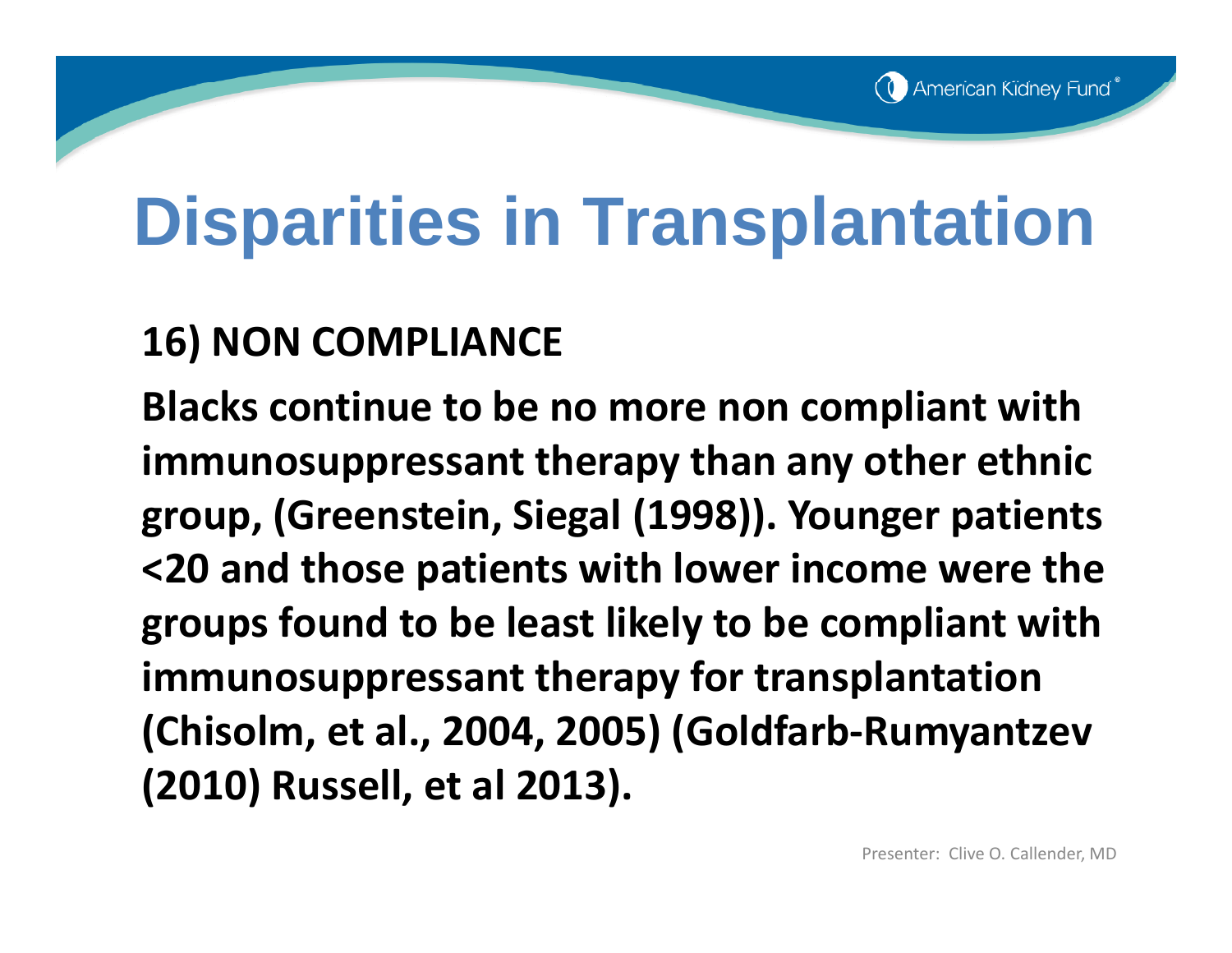# Disparities in Transplantation

**16) NON COMPLIANCE**

**Blacks continue to be no more non compliant with immunosuppressant therapy than any other ethnic group, (Greenstein, Siegal (1998)). Younger patients <20 and those patients with lower income were the groups found to be least likely to be compliant with immunosuppressant therapy for transplantation (Chisolm, et al., 2004, 2005) (Goldfarb-Rumyantzev (2010) Russell, et al 2013).**

Presenter: Clive O. Callender, MD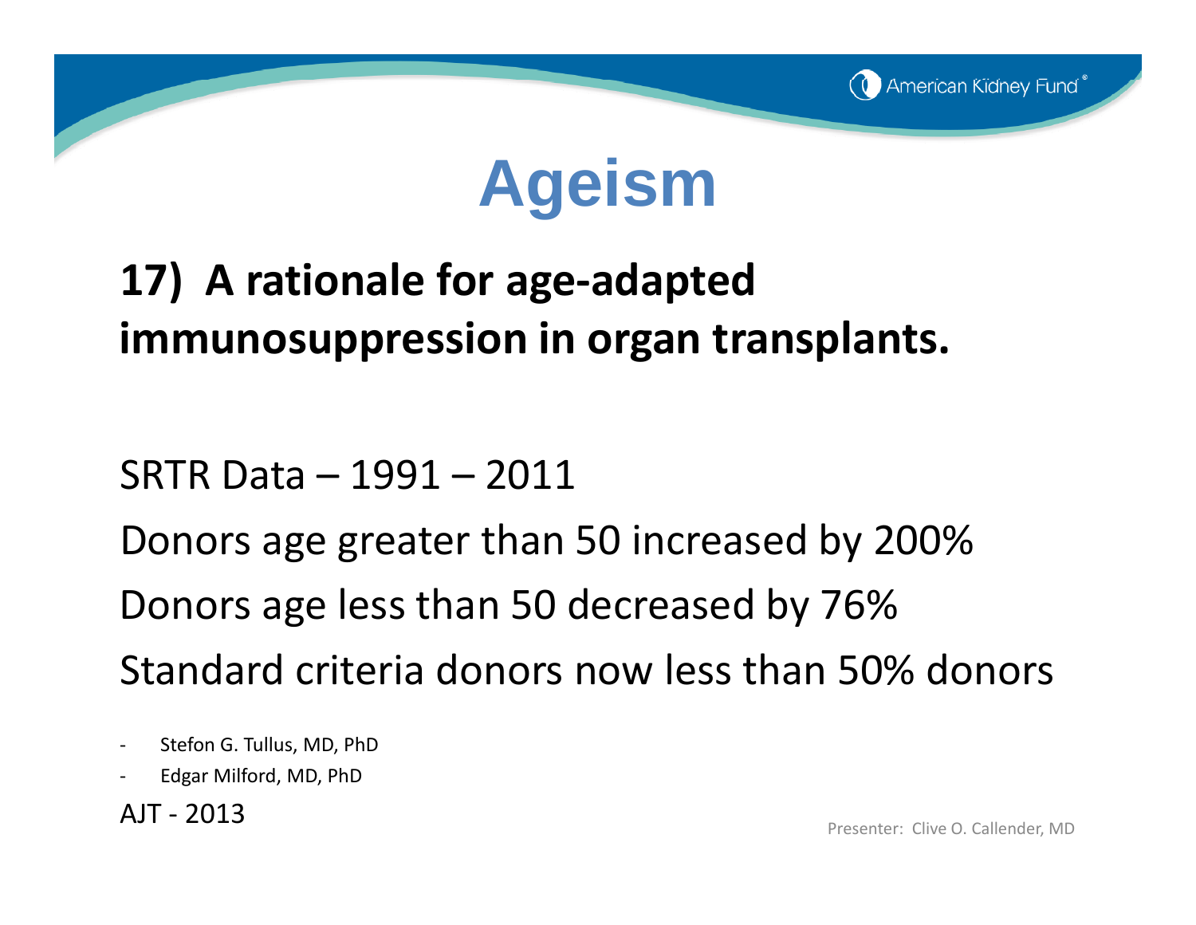# Ageism

**17) A rationale for age-adapted immunosuppression in organ transplants.**

SRTR Data – 1991 – 2011

Donors age greater than 50 increased by 200%

Donors age less than 50 decreased by 76%

Standard criteria donors now less than 50% donors

- Stefon G. Tullus, MD, PhD
- Edgar Milford, MD, PhD

AJT - 2013

Presenter: Clive O. Callender, MD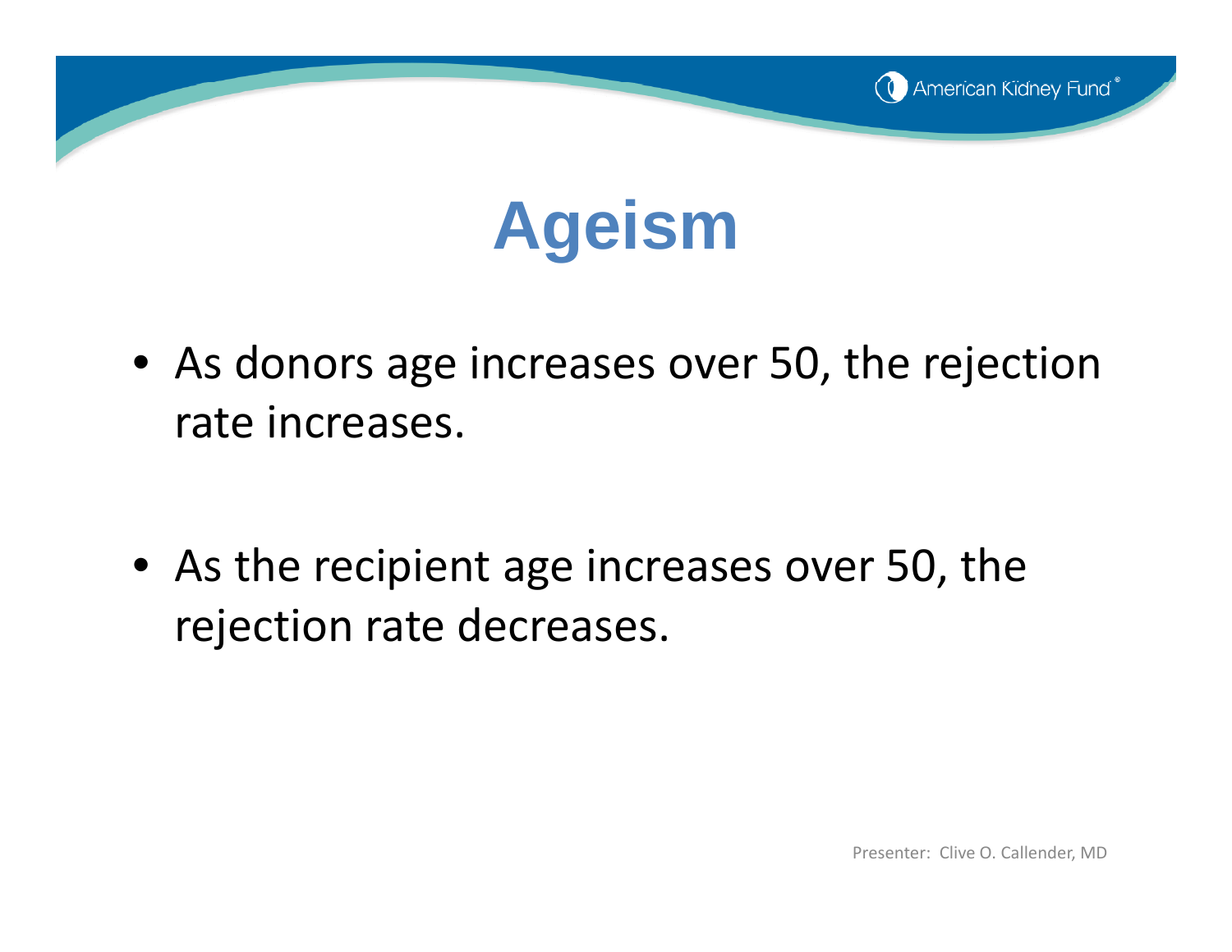# Ageism

- As donors age increases over 50, the rejection rate increases.

- As the recipient age increases over 50, the rejection rate decreases.

Presenter: Clive O. Callender, MD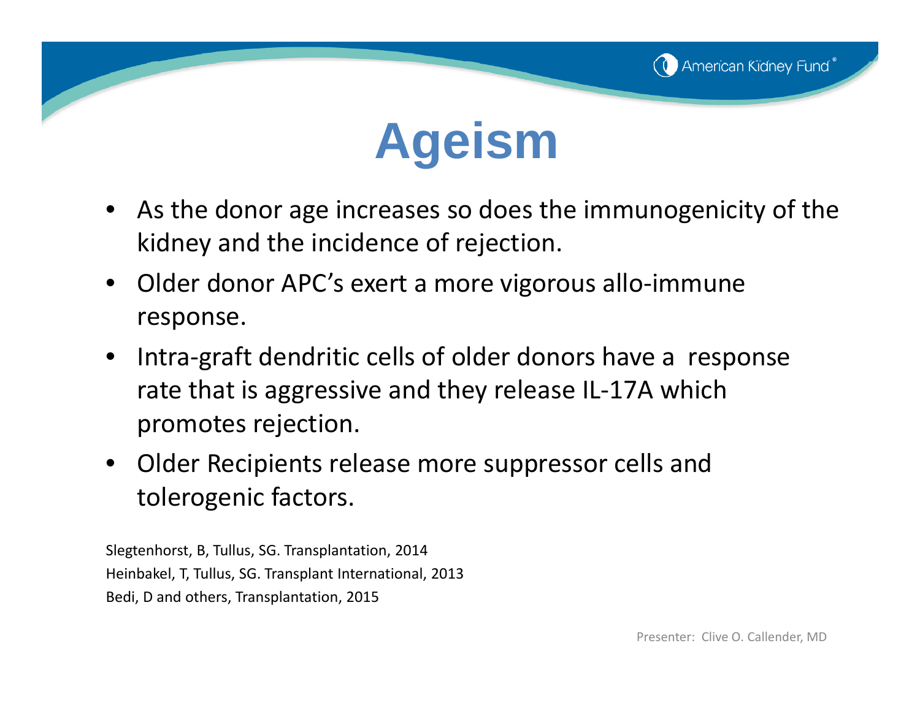# Ageism

- As the donor age increases so does the immunogenicity of the kidney and the incidence of rejection.
- Older donor APC's exert a more vigorous allo-immune response.
- Intra-graft dendritic cells of older donors have a  response rate that is aggressive and they release IL-17A which promotes rejection.
- Older Recipients release more suppressor cells and tolerogenic factors.

Slegtenhorst, B, Tullus, SG. Transplantation, 2014
Heinbakel, T, Tullus, SG. Transplant International, 2013
Bedi, D and others, Transplantation, 2015

Presenter: Clive O. Callender, MD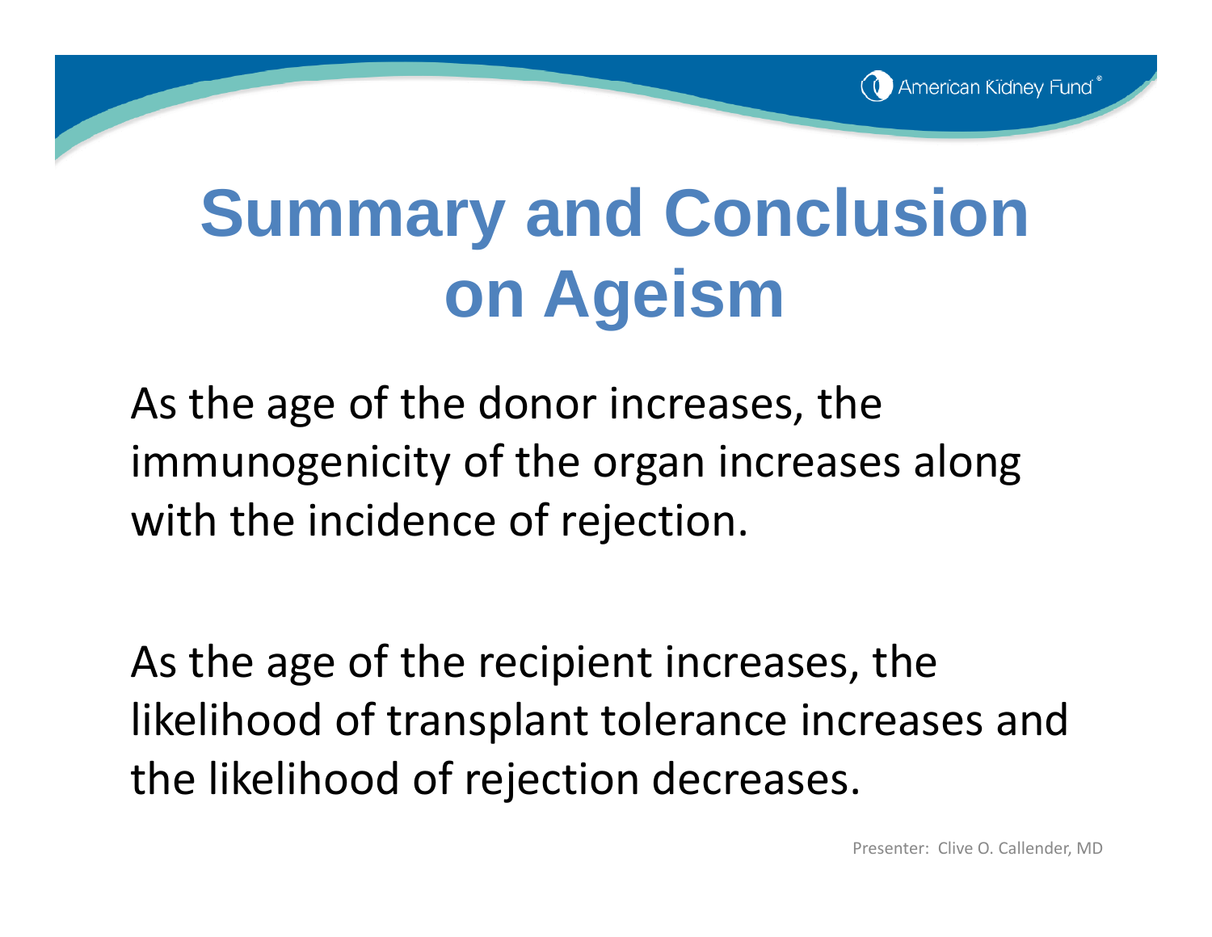# Summary and Conclusion on Ageism

As the age of the donor increases, the immunogenicity of the organ increases along with the incidence of rejection.

As the age of the recipient increases, the likelihood of transplant tolerance increases and the likelihood of rejection decreases.

Presenter: Clive O. Callender, MD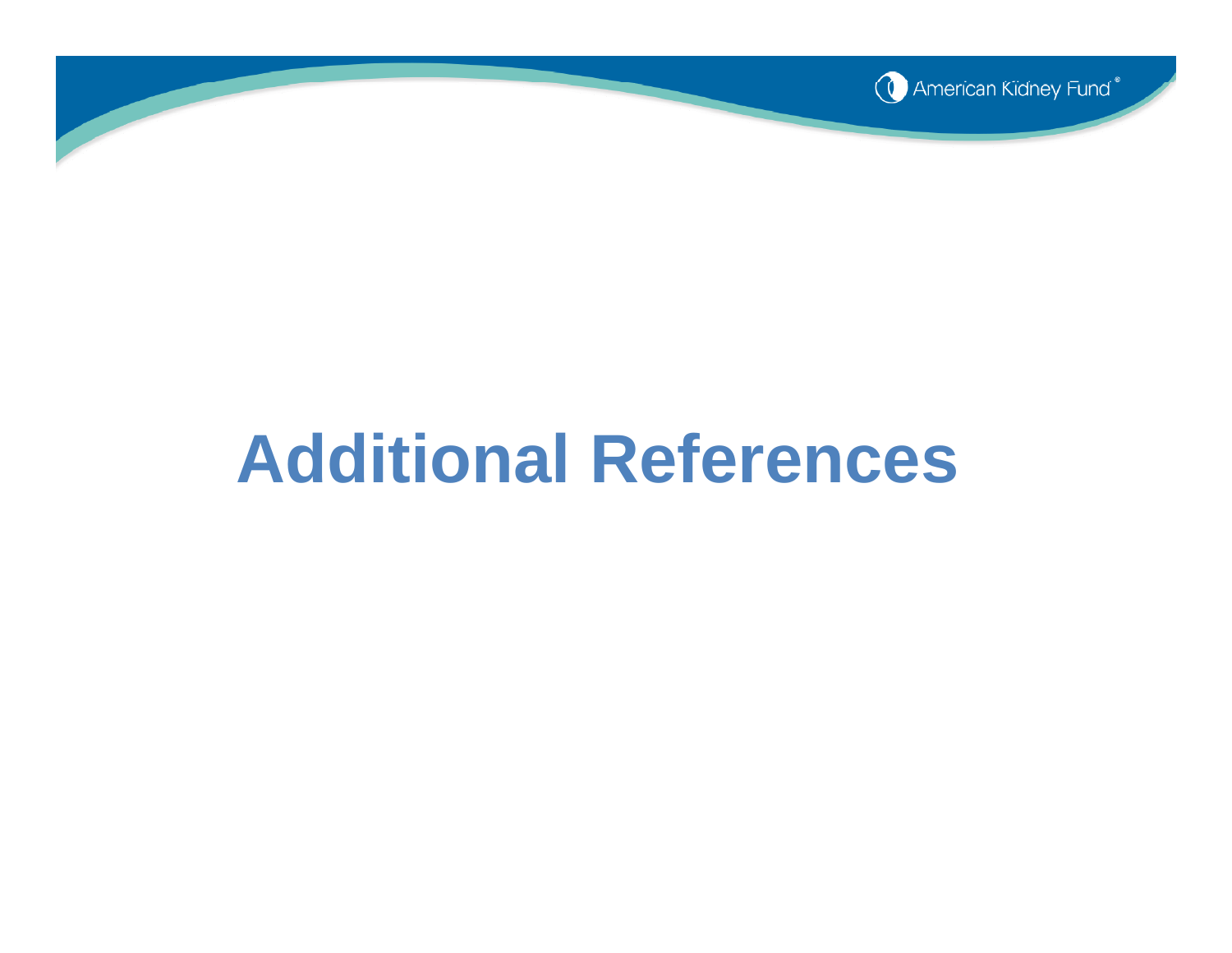# Additional References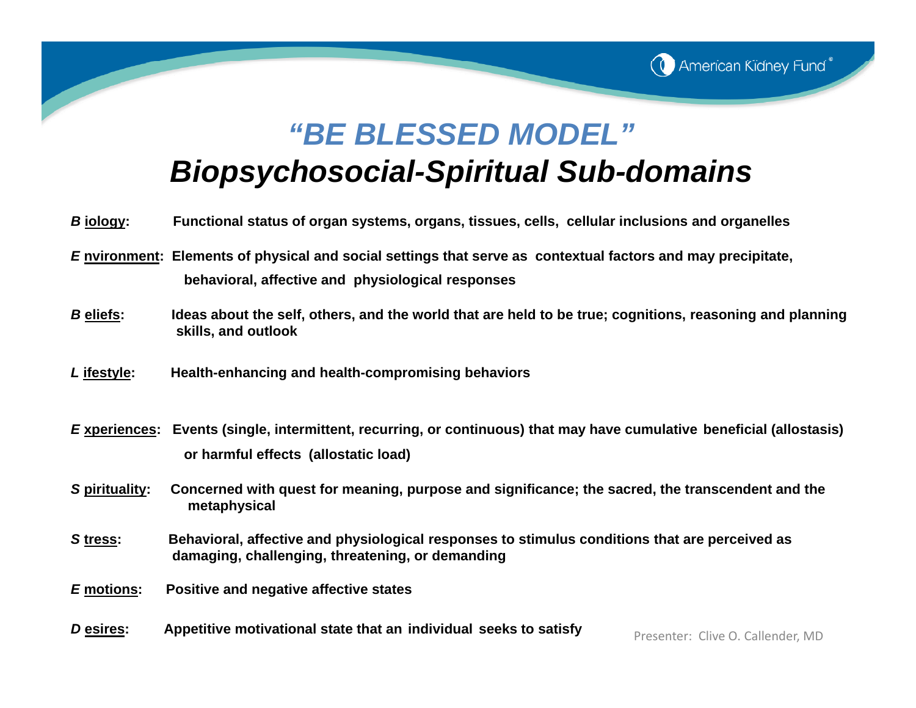# *"BE BLESSED MODEL"*

## *Biopsychosocial-Spiritual Sub-domains*

***B*** **iology:** Functional status of organ systems, organs, tissues, cells, cellular inclusions and organelles

***E*** **nvironment:** Elements of physical and social settings that serve as contextual factors and may precipitate, behavioral, affective and physiological responses

***B*** **eliefs:** Ideas about the self, others, and the world that are held to be true; cognitions, reasoning and planning skills, and outlook

***L*** **ifestyle:** Health-enhancing and health-compromising behaviors

***E*** **xperiences:** Events (single, intermittent, recurring, or continuous) that may have cumulative beneficial (allostasis) or harmful effects (allostatic load)

***S*** **pirituality:** Concerned with quest for meaning, purpose and significance; the sacred, the transcendent and the metaphysical

***S*** **tress:** Behavioral, affective and physiological responses to stimulus conditions that are perceived as damaging, challenging, threatening, or demanding

***E*** **motions:** Positive and negative affective states

***D*** **esires:** Appetitive motivational state that an individual seeks to satisfy

Presenter: Clive O. Callender, MD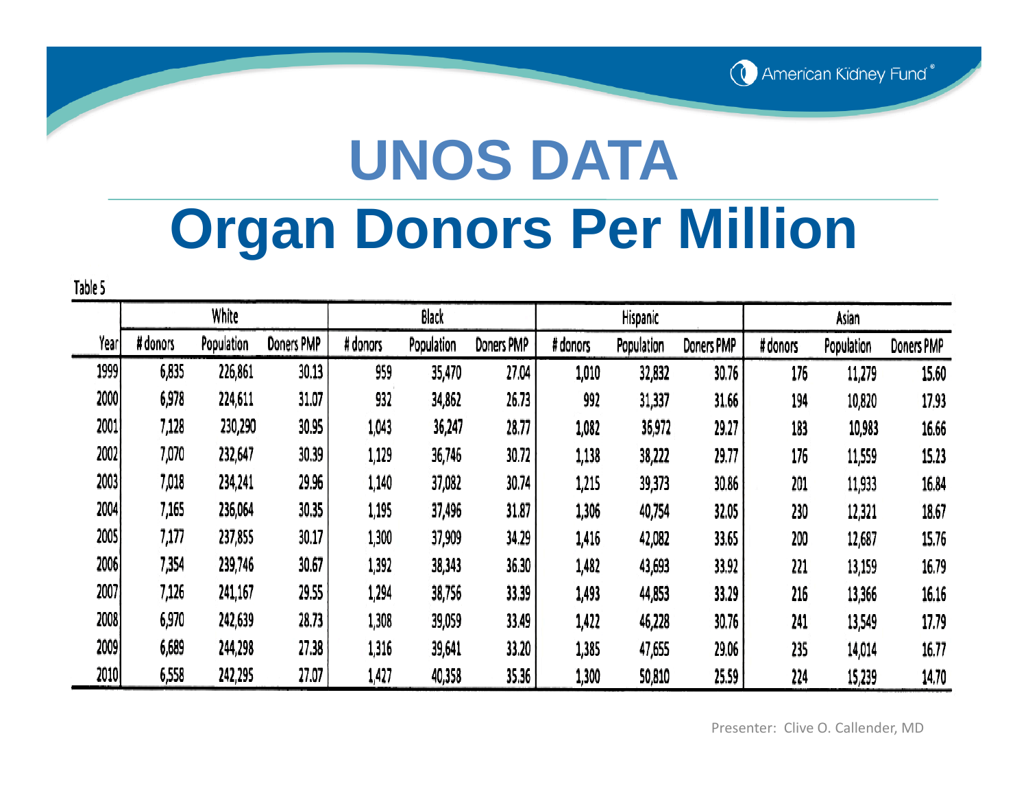# UNOS DATA

# Organ Donors Per Million

Table 5

| | White | | | Black | | | Hispanic | | | Asian | | |
|---|---|---|---|---|---|---|---|---|---|---|---|---|
| Year | # donors | Population | Doners PMP | # donors | Population | Doners PMP | # donors | Population | Doners PMP | # donors | Population | Doners PMP |
| 1999 | 6,835 | 226,861 | 30.13 | 959 | 35,470 | 27.04 | 1,010 | 32,832 | 30.76 | 176 | 11,279 | 15.60 |
| 2000 | 6,978 | 224,611 | 31.07 | 932 | 34,862 | 26.73 | 992 | 31,337 | 31.66 | 194 | 10,820 | 17.93 |
| 2001 | 7,128 | 230,290 | 30.95 | 1,043 | 36,247 | 28.77 | 1,082 | 36,972 | 29.27 | 183 | 10,983 | 16.66 |
| 2002 | 7,070 | 232,647 | 30.39 | 1,129 | 36,746 | 30.72 | 1,138 | 38,222 | 29.77 | 176 | 11,559 | 15.23 |
| 2003 | 7,018 | 234,241 | 29.96 | 1,140 | 37,082 | 30.74 | 1,215 | 39,373 | 30.86 | 201 | 11,933 | 16.84 |
| 2004 | 7,165 | 236,064 | 30.35 | 1,195 | 37,496 | 31.87 | 1,306 | 40,754 | 32.05 | 230 | 12,321 | 18.67 |
| 2005 | 7,177 | 237,855 | 30.17 | 1,300 | 37,909 | 34.29 | 1,416 | 42,082 | 33.65 | 200 | 12,687 | 15.76 |
| 2006 | 7,354 | 239,746 | 30.67 | 1,392 | 38,343 | 36.30 | 1,482 | 43,693 | 33.92 | 221 | 13,159 | 16.79 |
| 2007 | 7,126 | 241,167 | 29.55 | 1,294 | 38,756 | 33.39 | 1,493 | 44,853 | 33.29 | 216 | 13,366 | 16.16 |
| 2008 | 6,970 | 242,639 | 28.73 | 1,308 | 39,059 | 33.49 | 1,422 | 46,228 | 30.76 | 241 | 13,549 | 17.79 |
| 2009 | 6,689 | 244,298 | 27.38 | 1,316 | 39,641 | 33.20 | 1,385 | 47,655 | 29.06 | 235 | 14,014 | 16.77 |
| 2010 | 6,558 | 242,295 | 27.07 | 1,427 | 40,358 | 35.36 | 1,300 | 50,810 | 25.59 | 224 | 15,239 | 14.70 |

Presenter: Clive O. Callender, MD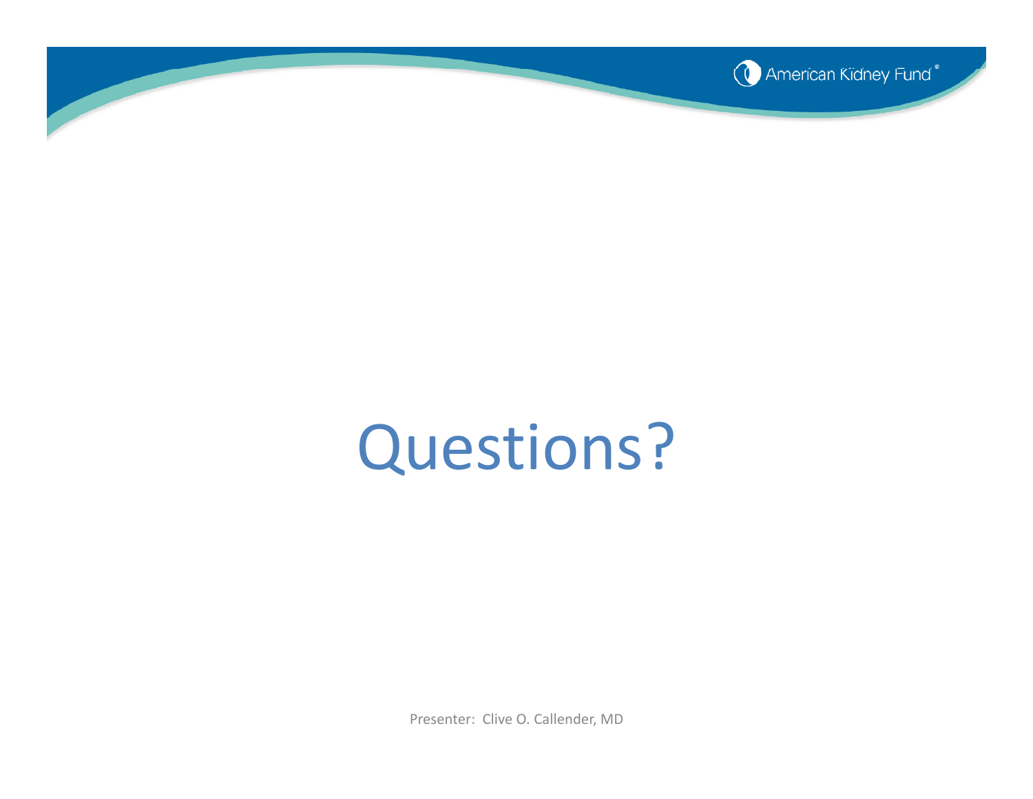# Questions?

Presenter: Clive O. Callender, MD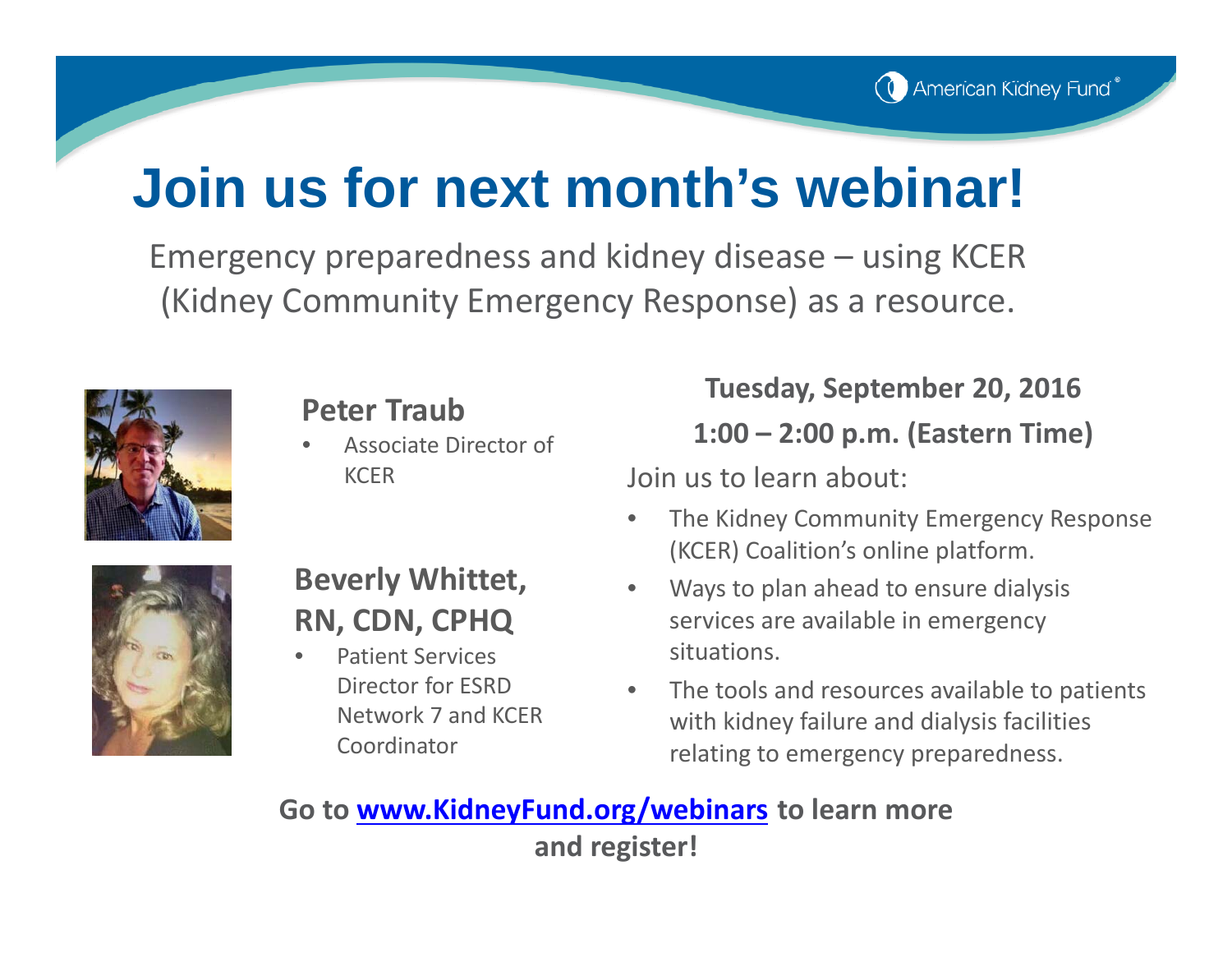American Kidney Fund®

# Join us for next month's webinar!

Emergency preparedness and kidney disease – using KCER (Kidney Community Emergency Response) as a resource.

**Peter Traub**

- Associate Director of KCER

**Beverly Whittet, RN, CDN, CPHQ**

- Patient Services Director for ESRD Network 7 and KCER Coordinator

**Tuesday, September 20, 2016**

**1:00 – 2:00 p.m. (Eastern Time)**

Join us to learn about:

- The Kidney Community Emergency Response (KCER) Coalition's online platform.
- Ways to plan ahead to ensure dialysis services are available in emergency situations.
- The tools and resources available to patients with kidney failure and dialysis facilities relating to emergency preparedness.

**Go to www.KidneyFund.org/webinars to learn more and register!**